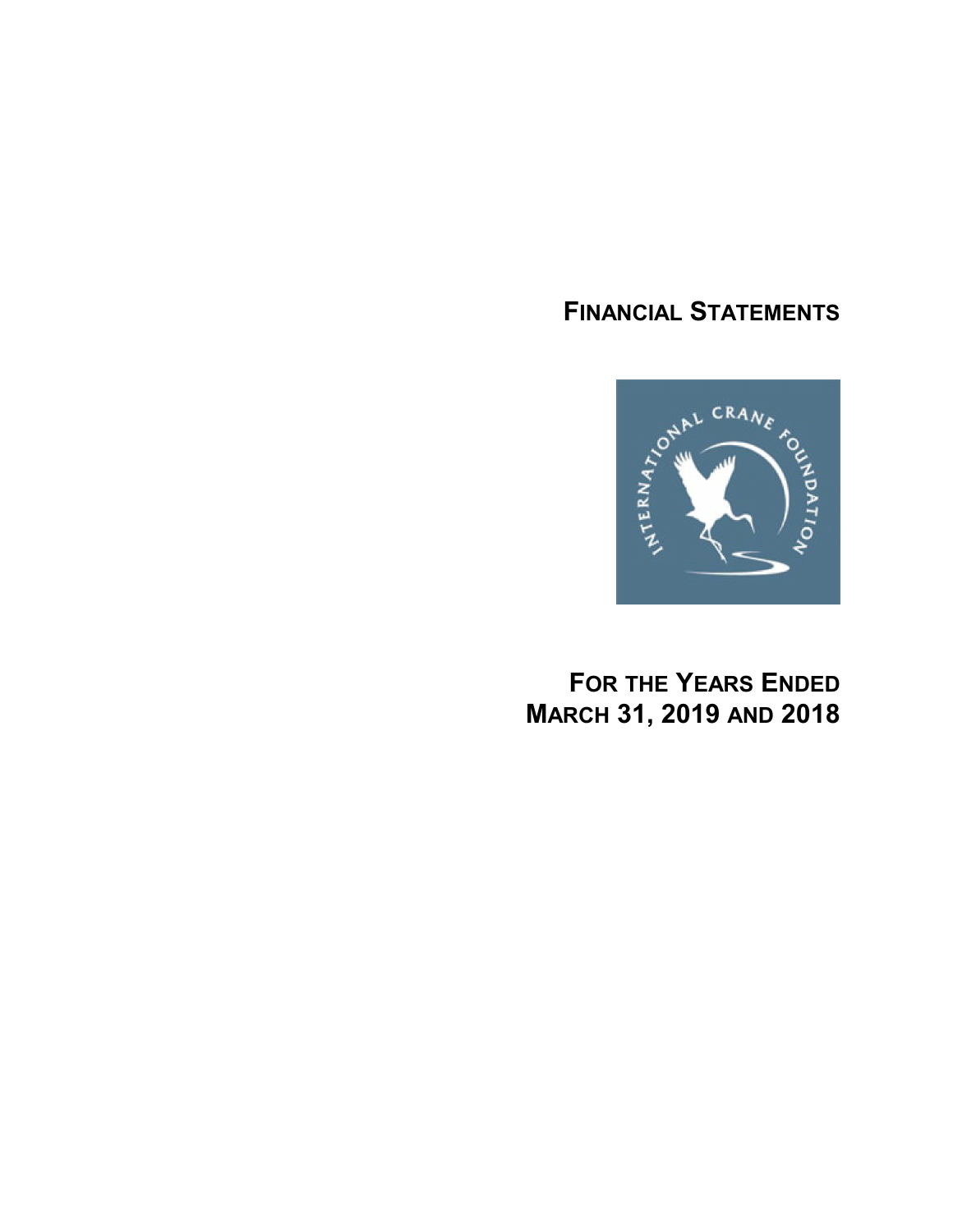# FINANCIAL STATEMENTS

INTERNATIONAL CRANE FOUNDATION

# FOR THE YEARS ENDED MARCH 31, 2019 AND 2018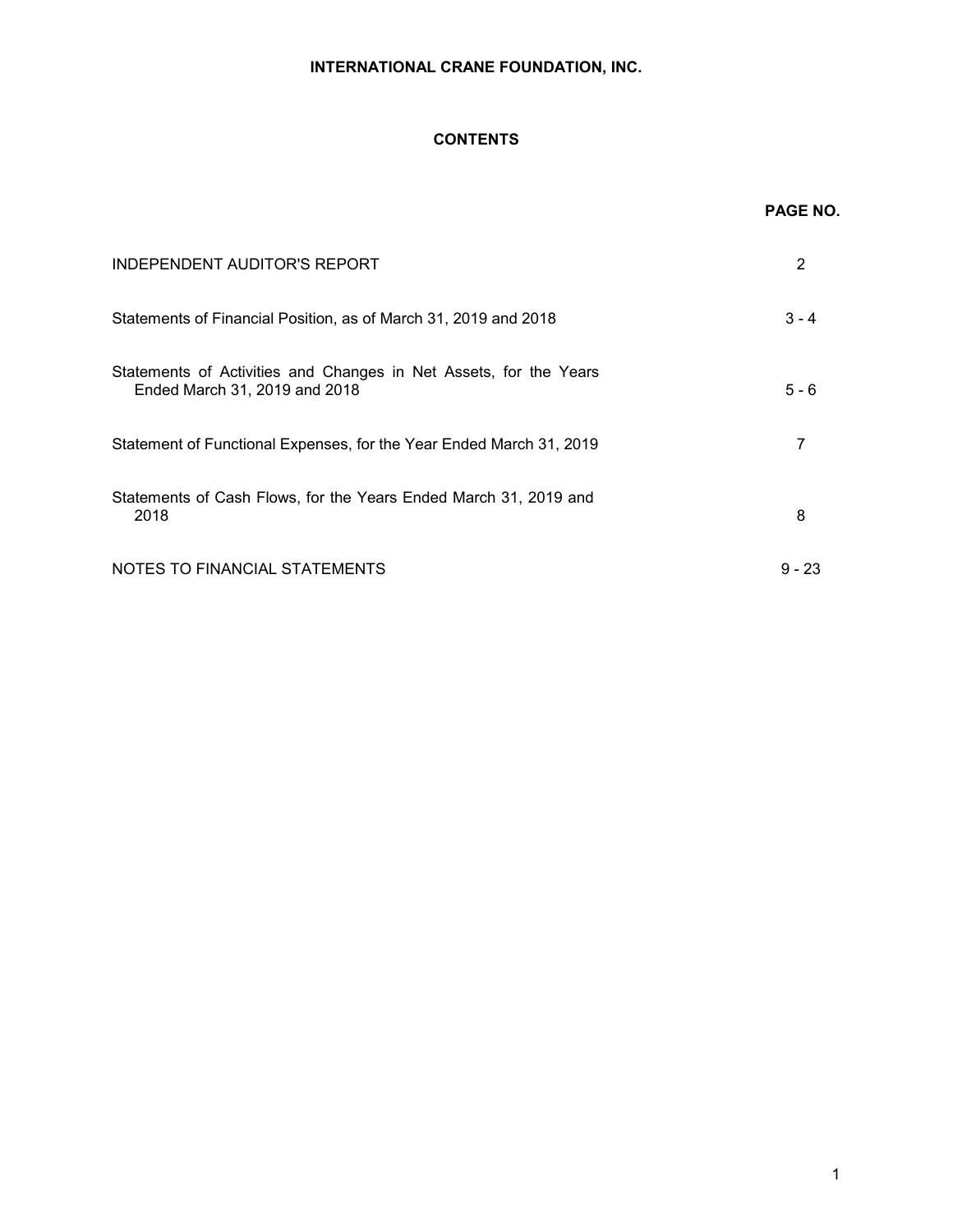# INTERNATIONAL CRANE FOUNDATION, INC.

## CONTENTS

| | PAGE NO. |
|---|---|
| INDEPENDENT AUDITOR'S REPORT | 2 |
| Statements of Financial Position, as of March 31, 2019 and 2018 | 3 - 4 |
| Statements of Activities and Changes in Net Assets, for the Years Ended March 31, 2019 and 2018 | 5 - 6 |
| Statement of Functional Expenses, for the Year Ended March 31, 2019 | 7 |
| Statements of Cash Flows, for the Years Ended March 31, 2019 and 2018 | 8 |
| NOTES TO FINANCIAL STATEMENTS | 9 - 23 |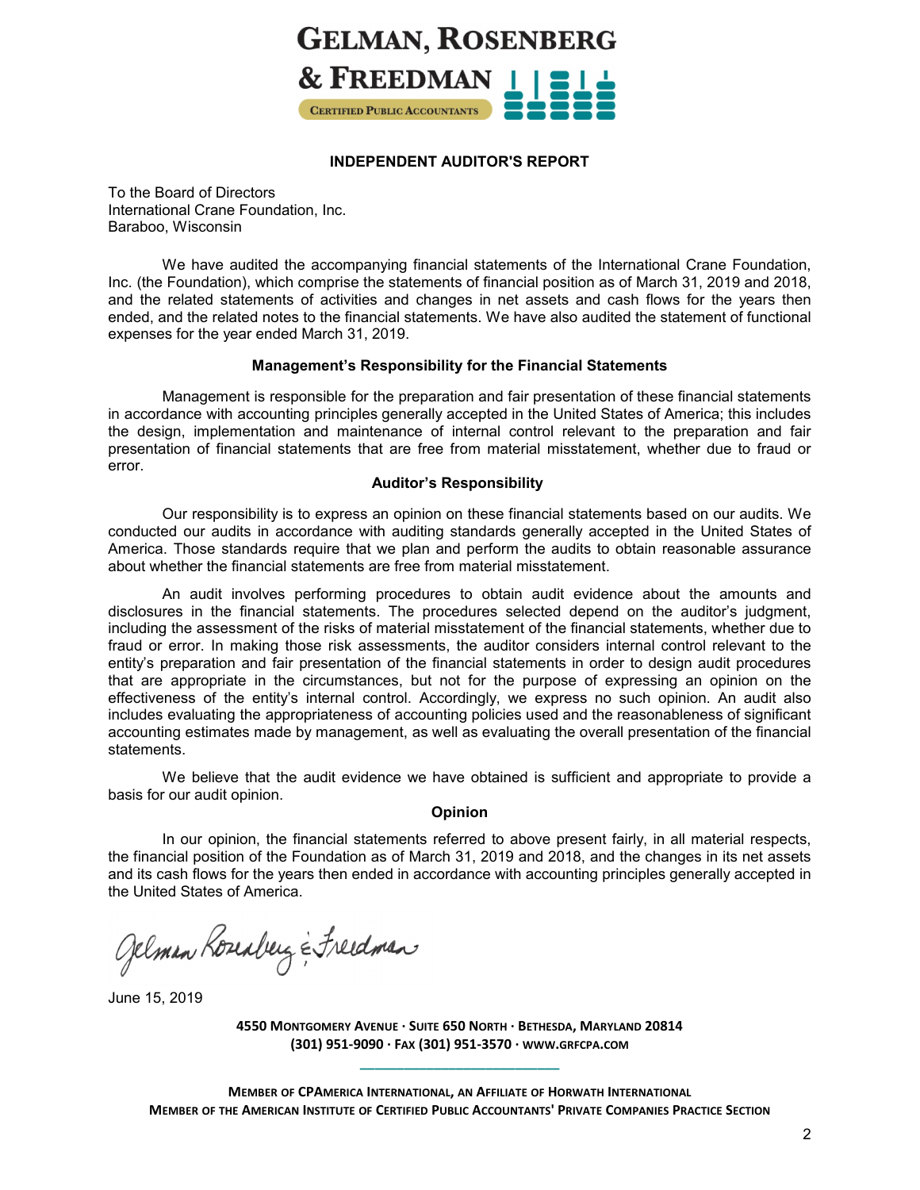# GELMAN, ROSENBERG & FREEDMAN

CERTIFIED PUBLIC ACCOUNTANTS

## INDEPENDENT AUDITOR'S REPORT

To the Board of Directors
International Crane Foundation, Inc.
Baraboo, Wisconsin

We have audited the accompanying financial statements of the International Crane Foundation, Inc. (the Foundation), which comprise the statements of financial position as of March 31, 2019 and 2018, and the related statements of activities and changes in net assets and cash flows for the years then ended, and the related notes to the financial statements. We have also audited the statement of functional expenses for the year ended March 31, 2019.

### Management's Responsibility for the Financial Statements

Management is responsible for the preparation and fair presentation of these financial statements in accordance with accounting principles generally accepted in the United States of America; this includes the design, implementation and maintenance of internal control relevant to the preparation and fair presentation of financial statements that are free from material misstatement, whether due to fraud or error.

### Auditor's Responsibility

Our responsibility is to express an opinion on these financial statements based on our audits. We conducted our audits in accordance with auditing standards generally accepted in the United States of America. Those standards require that we plan and perform the audits to obtain reasonable assurance about whether the financial statements are free from material misstatement.

An audit involves performing procedures to obtain audit evidence about the amounts and disclosures in the financial statements. The procedures selected depend on the auditor's judgment, including the assessment of the risks of material misstatement of the financial statements, whether due to fraud or error. In making those risk assessments, the auditor considers internal control relevant to the entity's preparation and fair presentation of the financial statements in order to design audit procedures that are appropriate in the circumstances, but not for the purpose of expressing an opinion on the effectiveness of the entity's internal control. Accordingly, we express no such opinion. An audit also includes evaluating the appropriateness of accounting policies used and the reasonableness of significant accounting estimates made by management, as well as evaluating the overall presentation of the financial statements.

We believe that the audit evidence we have obtained is sufficient and appropriate to provide a basis for our audit opinion.

### Opinion

In our opinion, the financial statements referred to above present fairly, in all material respects, the financial position of the Foundation as of March 31, 2019 and 2018, and the changes in its net assets and its cash flows for the years then ended in accordance with accounting principles generally accepted in the United States of America.

Gelman Rosenberg & Freedman

June 15, 2019

4550 MONTGOMERY AVENUE · SUITE 650 NORTH · BETHESDA, MARYLAND 20814
(301) 951-9090 · FAX (301) 951-3570 · WWW.GRFCPA.COM

MEMBER OF CPAMERICA INTERNATIONAL, AN AFFILIATE OF HORWATH INTERNATIONAL
MEMBER OF THE AMERICAN INSTITUTE OF CERTIFIED PUBLIC ACCOUNTANTS' PRIVATE COMPANIES PRACTICE SECTION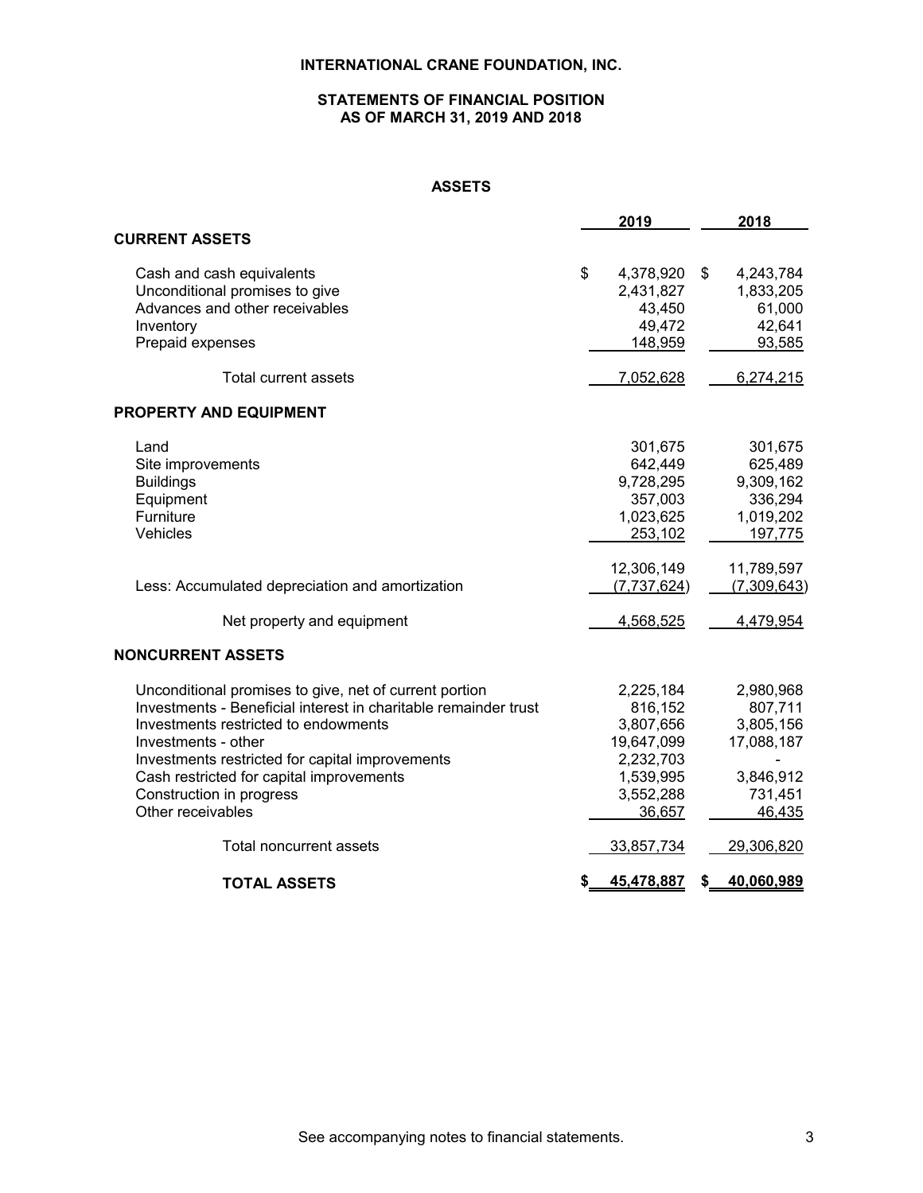# INTERNATIONAL CRANE FOUNDATION, INC.

## STATEMENTS OF FINANCIAL POSITION
## AS OF MARCH 31, 2019 AND 2018

### ASSETS

| | 2019 | 2018 |
|---|---|---|
| **CURRENT ASSETS** | | |
| Cash and cash equivalents | $ 4,378,920 | $ 4,243,784 |
| Unconditional promises to give | 2,431,827 | 1,833,205 |
| Advances and other receivables | 43,450 | 61,000 |
| Inventory | 49,472 | 42,641 |
| Prepaid expenses | 148,959 | 93,585 |
| Total current assets | 7,052,628 | 6,274,215 |
| **PROPERTY AND EQUIPMENT** | | |
| Land | 301,675 | 301,675 |
| Site improvements | 642,449 | 625,489 |
| Buildings | 9,728,295 | 9,309,162 |
| Equipment | 357,003 | 336,294 |
| Furniture | 1,023,625 | 1,019,202 |
| Vehicles | 253,102 | 197,775 |
| | 12,306,149 | 11,789,597 |
| Less: Accumulated depreciation and amortization | (7,737,624) | (7,309,643) |
| Net property and equipment | 4,568,525 | 4,479,954 |
| **NONCURRENT ASSETS** | | |
| Unconditional promises to give, net of current portion | 2,225,184 | 2,980,968 |
| Investments - Beneficial interest in charitable remainder trust | 816,152 | 807,711 |
| Investments restricted to endowments | 3,807,656 | 3,805,156 |
| Investments - other | 19,647,099 | 17,088,187 |
| Investments restricted for capital improvements | 2,232,703 | - |
| Cash restricted for capital improvements | 1,539,995 | 3,846,912 |
| Construction in progress | 3,552,288 | 731,451 |
| Other receivables | 36,657 | 46,435 |
| Total noncurrent assets | 33,857,734 | 29,306,820 |
| **TOTAL ASSETS** | **$ 45,478,887** | **$ 40,060,989** |

See accompanying notes to financial statements.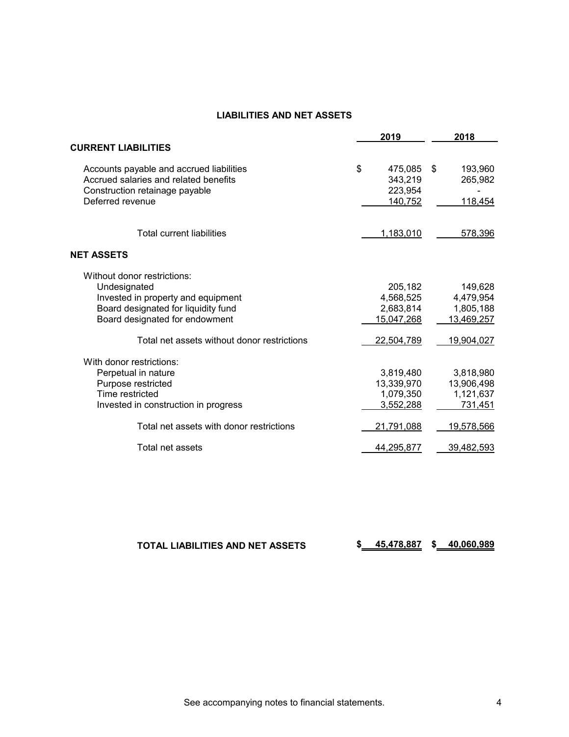## LIABILITIES AND NET ASSETS

| | 2019 | 2018 |
|---|---|---|
| **CURRENT LIABILITIES** | | |
| Accounts payable and accrued liabilities | $ 475,085 | $ 193,960 |
| Accrued salaries and related benefits | 343,219 | 265,982 |
| Construction retainage payable | 223,954 | - |
| Deferred revenue | 140,752 | 118,454 |
| Total current liabilities | 1,183,010 | 578,396 |
| **NET ASSETS** | | |
| Without donor restrictions: | | |
| Undesignated | 205,182 | 149,628 |
| Invested in property and equipment | 4,568,525 | 4,479,954 |
| Board designated for liquidity fund | 2,683,814 | 1,805,188 |
| Board designated for endowment | 15,047,268 | 13,469,257 |
| Total net assets without donor restrictions | 22,504,789 | 19,904,027 |
| With donor restrictions: | | |
| Perpetual in nature | 3,819,480 | 3,818,980 |
| Purpose restricted | 13,339,970 | 13,906,498 |
| Time restricted | 1,079,350 | 1,121,637 |
| Invested in construction in progress | 3,552,288 | 731,451 |
| Total net assets with donor restrictions | 21,791,088 | 19,578,566 |
| Total net assets | 44,295,877 | 39,482,593 |
| **TOTAL LIABILITIES AND NET ASSETS** | **$ 45,478,887** | **$ 40,060,989** |

See accompanying notes to financial statements.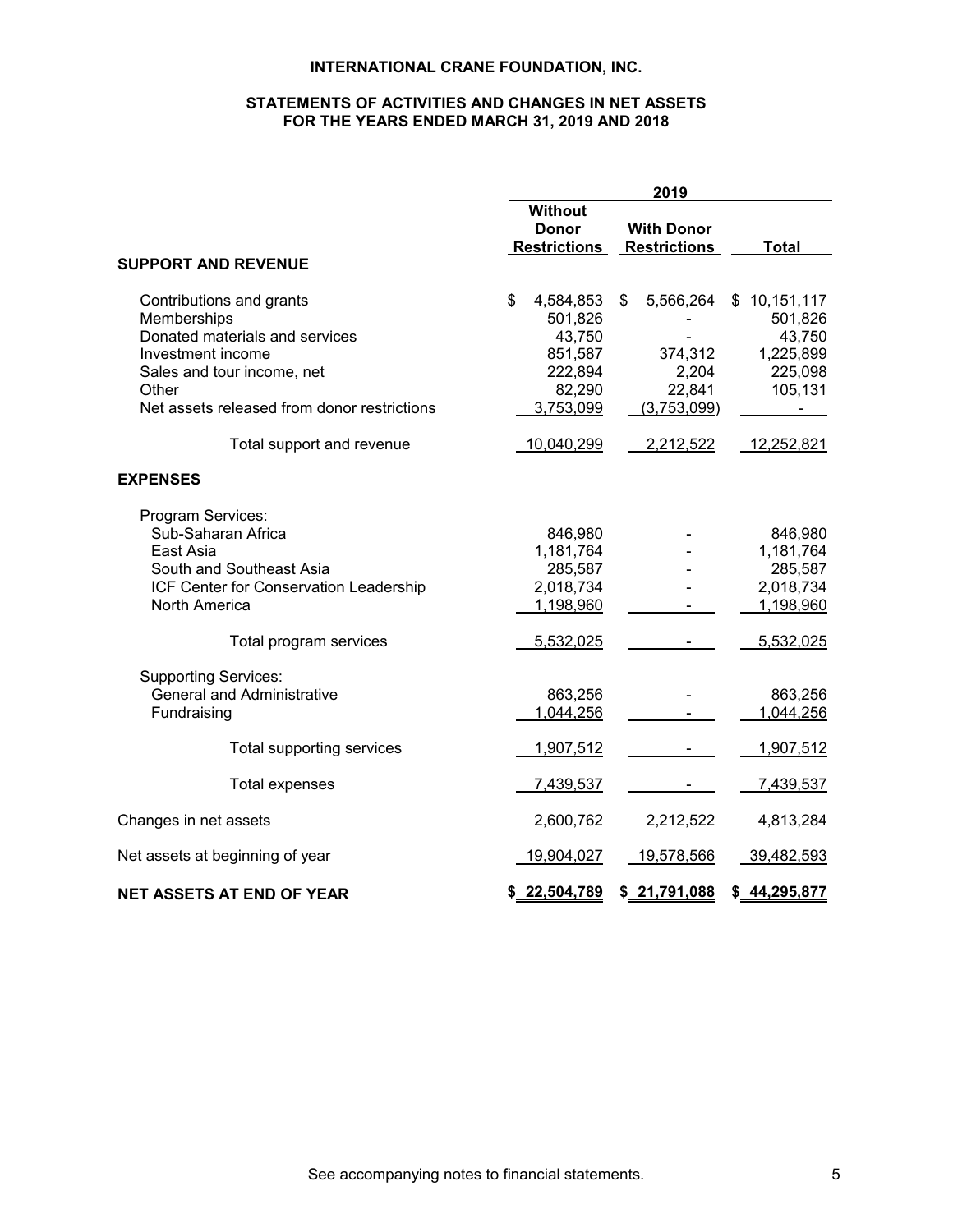# INTERNATIONAL CRANE FOUNDATION, INC.

## STATEMENTS OF ACTIVITIES AND CHANGES IN NET ASSETS
## FOR THE YEARS ENDED MARCH 31, 2019 AND 2018

| | 2019 | | |
|---|---|---|---|
| | Without Donor Restrictions | With Donor Restrictions | Total |
| **SUPPORT AND REVENUE** | | | |
| Contributions and grants | $ 4,584,853 | $ 5,566,264 | $ 10,151,117 |
| Memberships | 501,826 | - | 501,826 |
| Donated materials and services | 43,750 | - | 43,750 |
| Investment income | 851,587 | 374,312 | 1,225,899 |
| Sales and tour income, net | 222,894 | 2,204 | 225,098 |
| Other | 82,290 | 22,841 | 105,131 |
| Net assets released from donor restrictions | 3,753,099 | (3,753,099) | - |
| Total support and revenue | 10,040,299 | 2,212,522 | 12,252,821 |
| **EXPENSES** | | | |
| Program Services: | | | |
| Sub-Saharan Africa | 846,980 | - | 846,980 |
| East Asia | 1,181,764 | - | 1,181,764 |
| South and Southeast Asia | 285,587 | - | 285,587 |
| ICF Center for Conservation Leadership | 2,018,734 | - | 2,018,734 |
| North America | 1,198,960 | - | 1,198,960 |
| Total program services | 5,532,025 | - | 5,532,025 |
| Supporting Services: | | | |
| General and Administrative | 863,256 | - | 863,256 |
| Fundraising | 1,044,256 | - | 1,044,256 |
| Total supporting services | 1,907,512 | - | 1,907,512 |
| Total expenses | 7,439,537 | - | 7,439,537 |
| Changes in net assets | 2,600,762 | 2,212,522 | 4,813,284 |
| Net assets at beginning of year | 19,904,027 | 19,578,566 | 39,482,593 |
| **NET ASSETS AT END OF YEAR** | **$ 22,504,789** | **$ 21,791,088** | **$ 44,295,877** |

See accompanying notes to financial statements.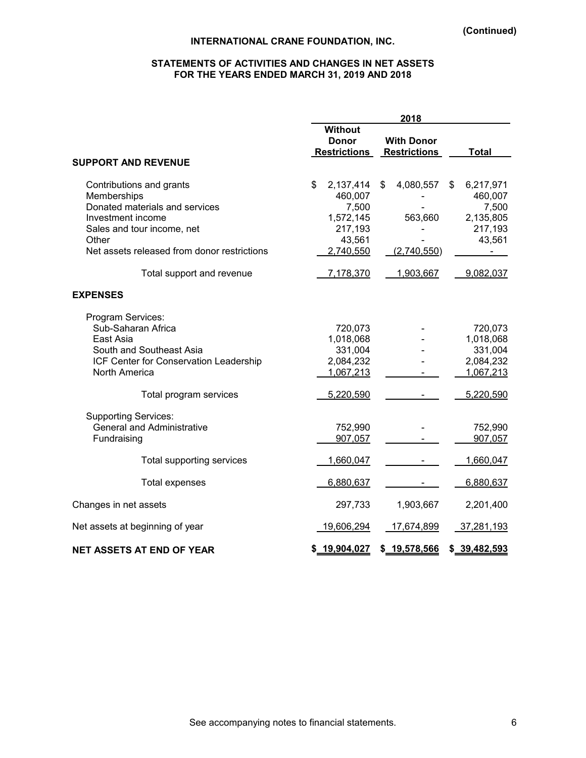(Continued)

**INTERNATIONAL CRANE FOUNDATION, INC.**

**STATEMENTS OF ACTIVITIES AND CHANGES IN NET ASSETS**
**FOR THE YEARS ENDED MARCH 31, 2019 AND 2018**

| | 2018 | | |
|---|---|---|---|
| | **Without Donor Restrictions** | **With Donor Restrictions** | **Total** |
| **SUPPORT AND REVENUE** | | | |
| Contributions and grants | $ 2,137,414 | $ 4,080,557 | $ 6,217,971 |
| Memberships | 460,007 | - | 460,007 |
| Donated materials and services | 7,500 | - | 7,500 |
| Investment income | 1,572,145 | 563,660 | 2,135,805 |
| Sales and tour income, net | 217,193 | - | 217,193 |
| Other | 43,561 | - | 43,561 |
| Net assets released from donor restrictions | 2,740,550 | (2,740,550) | - |
| Total support and revenue | 7,178,370 | 1,903,667 | 9,082,037 |
| **EXPENSES** | | | |
| Program Services: | | | |
| Sub-Saharan Africa | 720,073 | - | 720,073 |
| East Asia | 1,018,068 | - | 1,018,068 |
| South and Southeast Asia | 331,004 | - | 331,004 |
| ICF Center for Conservation Leadership | 2,084,232 | - | 2,084,232 |
| North America | 1,067,213 | - | 1,067,213 |
| Total program services | 5,220,590 | - | 5,220,590 |
| Supporting Services: | | | |
| General and Administrative | 752,990 | - | 752,990 |
| Fundraising | 907,057 | - | 907,057 |
| Total supporting services | 1,660,047 | - | 1,660,047 |
| Total expenses | 6,880,637 | - | 6,880,637 |
| Changes in net assets | 297,733 | 1,903,667 | 2,201,400 |
| Net assets at beginning of year | 19,606,294 | 17,674,899 | 37,281,193 |
| **NET ASSETS AT END OF YEAR** | **$ 19,904,027** | **$ 19,578,566** | **$ 39,482,593** |

See accompanying notes to financial statements.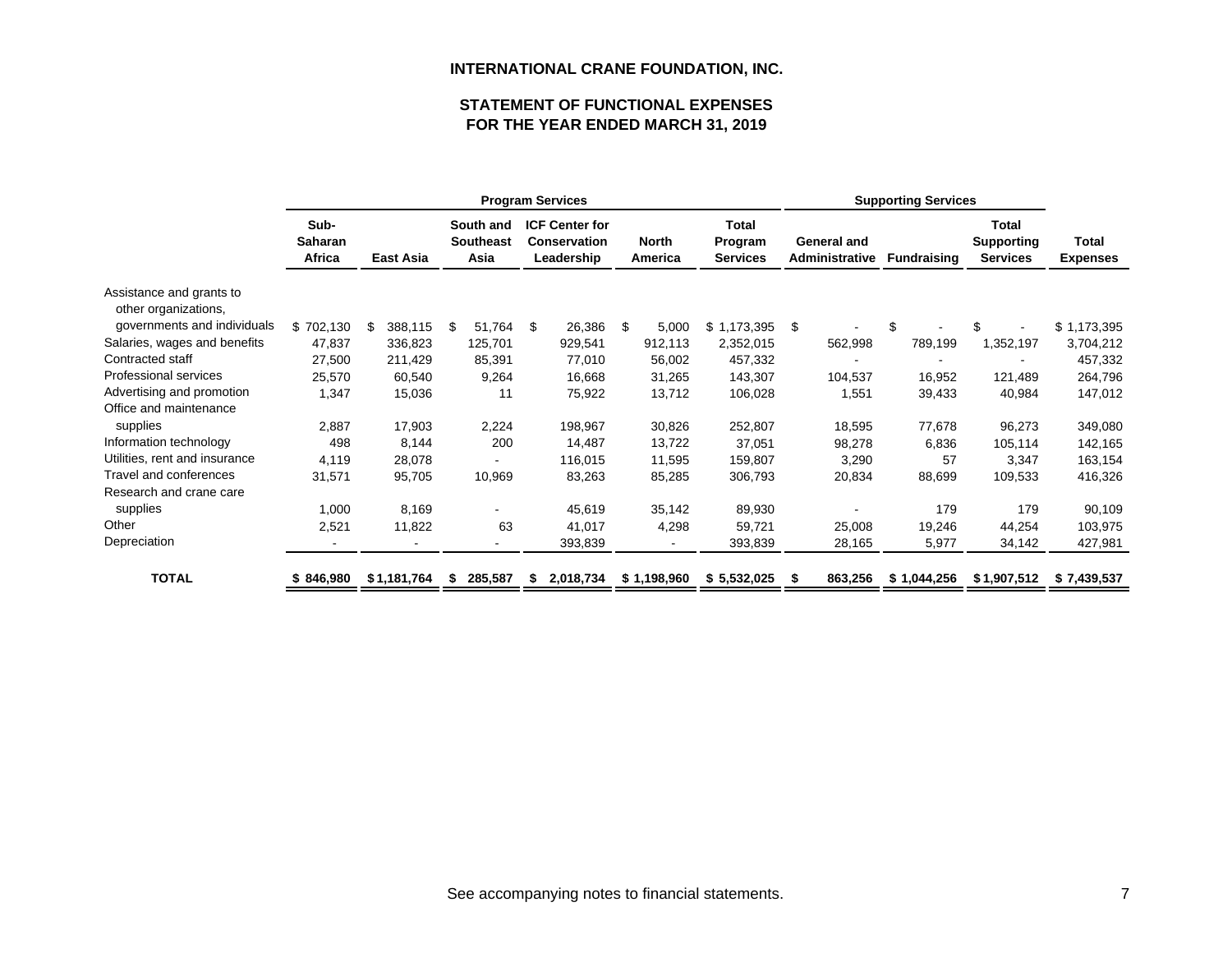# INTERNATIONAL CRANE FOUNDATION, INC.

## STATEMENT OF FUNCTIONAL EXPENSES
## FOR THE YEAR ENDED MARCH 31, 2019

| | Program Services | | | | | | Supporting Services | | | |
|---|---|---|---|---|---|---|---|---|---|---|
| | Sub-Saharan Africa | East Asia | South and Southeast Asia | ICF Center for Conservation Leadership | North America | Total Program Services | General and Administrative | Fundraising | Total Supporting Services | Total Expenses |
| Assistance and grants to other organizations, governments and individuals | $ 702,130 | $ 388,115 | $ 51,764 | $ 26,386 | $ 5,000 | $ 1,173,395 | $ - | $ - | $ - | $ 1,173,395 |
| Salaries, wages and benefits | 47,837 | 336,823 | 125,701 | 929,541 | 912,113 | 2,352,015 | 562,998 | 789,199 | 1,352,197 | 3,704,212 |
| Contracted staff | 27,500 | 211,429 | 85,391 | 77,010 | 56,002 | 457,332 | - | - | - | 457,332 |
| Professional services | 25,570 | 60,540 | 9,264 | 16,668 | 31,265 | 143,307 | 104,537 | 16,952 | 121,489 | 264,796 |
| Advertising and promotion | 1,347 | 15,036 | 11 | 75,922 | 13,712 | 106,028 | 1,551 | 39,433 | 40,984 | 147,012 |
| Office and maintenance supplies | 2,887 | 17,903 | 2,224 | 198,967 | 30,826 | 252,807 | 18,595 | 77,678 | 96,273 | 349,080 |
| Information technology | 498 | 8,144 | 200 | 14,487 | 13,722 | 37,051 | 98,278 | 6,836 | 105,114 | 142,165 |
| Utilities, rent and insurance | 4,119 | 28,078 | - | 116,015 | 11,595 | 159,807 | 3,290 | 57 | 3,347 | 163,154 |
| Travel and conferences | 31,571 | 95,705 | 10,969 | 83,263 | 85,285 | 306,793 | 20,834 | 88,699 | 109,533 | 416,326 |
| Research and crane care supplies | 1,000 | 8,169 | - | 45,619 | 35,142 | 89,930 | - | 179 | 179 | 90,109 |
| Other | 2,521 | 11,822 | 63 | 41,017 | 4,298 | 59,721 | 25,008 | 19,246 | 44,254 | 103,975 |
| Depreciation | - | - | - | 393,839 | - | 393,839 | 28,165 | 5,977 | 34,142 | 427,981 |
| **TOTAL** | **$ 846,980** | **$ 1,181,764** | **$ 285,587** | **$ 2,018,734** | **$ 1,198,960** | **$ 5,532,025** | **$ 863,256** | **$ 1,044,256** | **$ 1,907,512** | **$ 7,439,537** |

See accompanying notes to financial statements.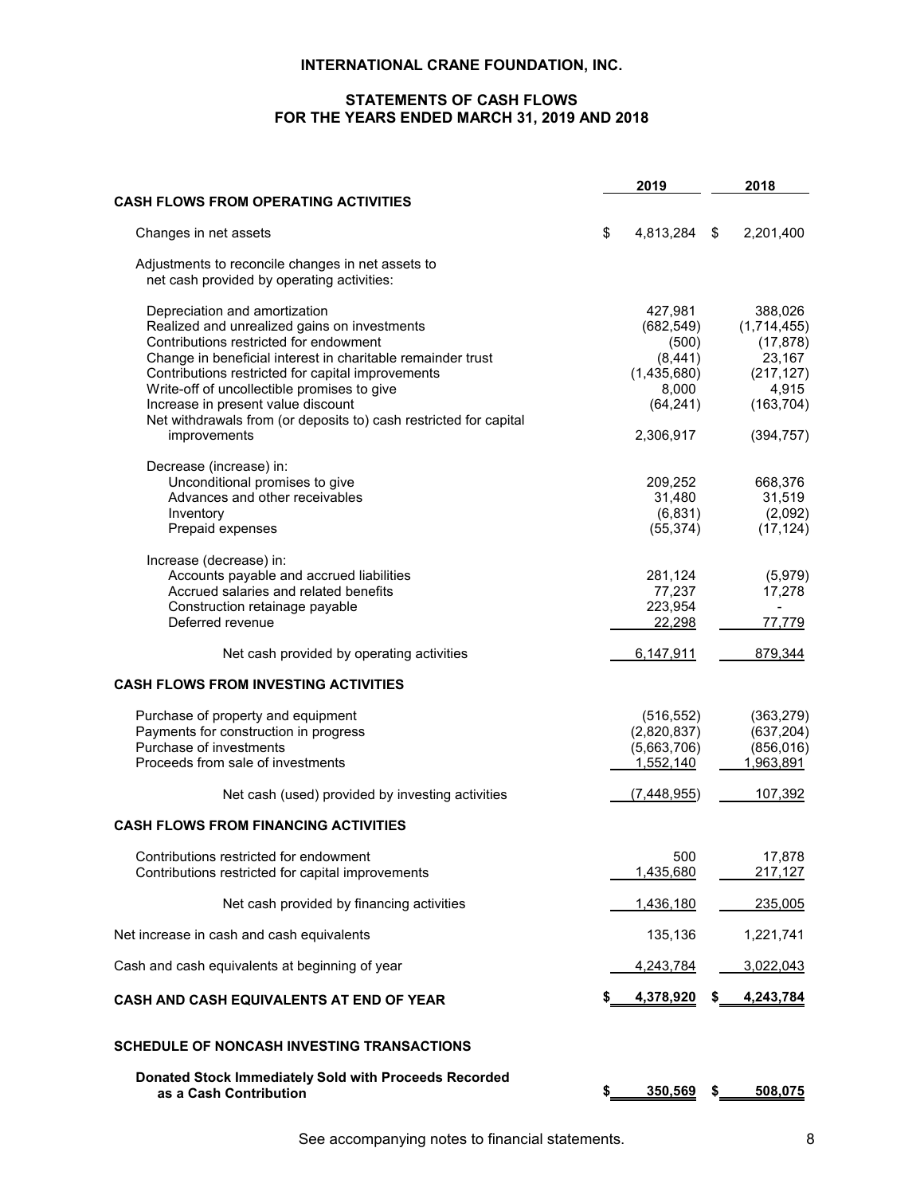# INTERNATIONAL CRANE FOUNDATION, INC.

## STATEMENTS OF CASH FLOWS
## FOR THE YEARS ENDED MARCH 31, 2019 AND 2018

| | 2019 | 2018 |
|---|---|---|
| **CASH FLOWS FROM OPERATING ACTIVITIES** | | |
| Changes in net assets | $ 4,813,284 | $ 2,201,400 |
| Adjustments to reconcile changes in net assets to net cash provided by operating activities: | | |
| Depreciation and amortization | 427,981 | 388,026 |
| Realized and unrealized gains on investments | (682,549) | (1,714,455) |
| Contributions restricted for endowment | (500) | (17,878) |
| Change in beneficial interest in charitable remainder trust | (8,441) | 23,167 |
| Contributions restricted for capital improvements | (1,435,680) | (217,127) |
| Write-off of uncollectible promises to give | 8,000 | 4,915 |
| Increase in present value discount | (64,241) | (163,704) |
| Net withdrawals from (or deposits to) cash restricted for capital improvements | 2,306,917 | (394,757) |
| Decrease (increase) in: | | |
| Unconditional promises to give | 209,252 | 668,376 |
| Advances and other receivables | 31,480 | 31,519 |
| Inventory | (6,831) | (2,092) |
| Prepaid expenses | (55,374) | (17,124) |
| Increase (decrease) in: | | |
| Accounts payable and accrued liabilities | 281,124 | (5,979) |
| Accrued salaries and related benefits | 77,237 | 17,278 |
| Construction retainage payable | 223,954 | - |
| Deferred revenue | 22,298 | 77,779 |
| Net cash provided by operating activities | 6,147,911 | 879,344 |
| **CASH FLOWS FROM INVESTING ACTIVITIES** | | |
| Purchase of property and equipment | (516,552) | (363,279) |
| Payments for construction in progress | (2,820,837) | (637,204) |
| Purchase of investments | (5,663,706) | (856,016) |
| Proceeds from sale of investments | 1,552,140 | 1,963,891 |
| Net cash (used) provided by investing activities | (7,448,955) | 107,392 |
| **CASH FLOWS FROM FINANCING ACTIVITIES** | | |
| Contributions restricted for endowment | 500 | 17,878 |
| Contributions restricted for capital improvements | 1,435,680 | 217,127 |
| Net cash provided by financing activities | 1,436,180 | 235,005 |
| Net increase in cash and cash equivalents | 135,136 | 1,221,741 |
| Cash and cash equivalents at beginning of year | 4,243,784 | 3,022,043 |
| **CASH AND CASH EQUIVALENTS AT END OF YEAR** | **$ 4,378,920** | **$ 4,243,784** |

**SCHEDULE OF NONCASH INVESTING TRANSACTIONS**

| | 2019 | 2018 |
|---|---|---|
| **Donated Stock Immediately Sold with Proceeds Recorded as a Cash Contribution** | **$ 350,569** | **$ 508,075** |

See accompanying notes to financial statements.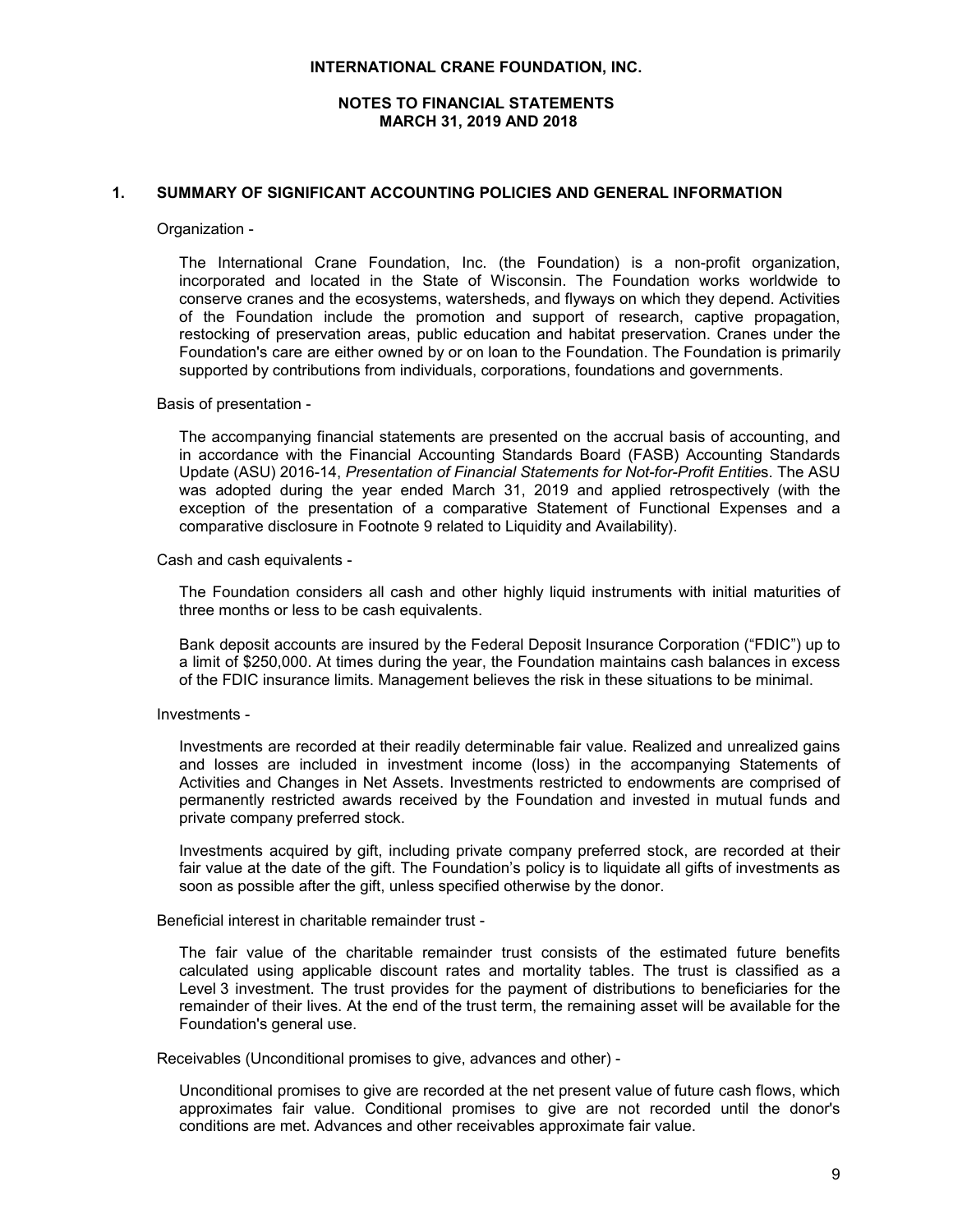**INTERNATIONAL CRANE FOUNDATION, INC.**

**NOTES TO FINANCIAL STATEMENTS**
**MARCH 31, 2019 AND 2018**

## 1. SUMMARY OF SIGNIFICANT ACCOUNTING POLICIES AND GENERAL INFORMATION

Organization -

The International Crane Foundation, Inc. (the Foundation) is a non-profit organization, incorporated and located in the State of Wisconsin. The Foundation works worldwide to conserve cranes and the ecosystems, watersheds, and flyways on which they depend. Activities of the Foundation include the promotion and support of research, captive propagation, restocking of preservation areas, public education and habitat preservation. Cranes under the Foundation's care are either owned by or on loan to the Foundation. The Foundation is primarily supported by contributions from individuals, corporations, foundations and governments.

Basis of presentation -

The accompanying financial statements are presented on the accrual basis of accounting, and in accordance with the Financial Accounting Standards Board (FASB) Accounting Standards Update (ASU) 2016-14, *Presentation of Financial Statements for Not-for-Profit Entitie*s. The ASU was adopted during the year ended March 31, 2019 and applied retrospectively (with the exception of the presentation of a comparative Statement of Functional Expenses and a comparative disclosure in Footnote 9 related to Liquidity and Availability).

Cash and cash equivalents -

The Foundation considers all cash and other highly liquid instruments with initial maturities of three months or less to be cash equivalents.

Bank deposit accounts are insured by the Federal Deposit Insurance Corporation ("FDIC") up to a limit of $250,000. At times during the year, the Foundation maintains cash balances in excess of the FDIC insurance limits. Management believes the risk in these situations to be minimal.

Investments -

Investments are recorded at their readily determinable fair value. Realized and unrealized gains and losses are included in investment income (loss) in the accompanying Statements of Activities and Changes in Net Assets. Investments restricted to endowments are comprised of permanently restricted awards received by the Foundation and invested in mutual funds and private company preferred stock.

Investments acquired by gift, including private company preferred stock, are recorded at their fair value at the date of the gift. The Foundation's policy is to liquidate all gifts of investments as soon as possible after the gift, unless specified otherwise by the donor.

Beneficial interest in charitable remainder trust -

The fair value of the charitable remainder trust consists of the estimated future benefits calculated using applicable discount rates and mortality tables. The trust is classified as a Level 3 investment. The trust provides for the payment of distributions to beneficiaries for the remainder of their lives. At the end of the trust term, the remaining asset will be available for the Foundation's general use.

Receivables (Unconditional promises to give, advances and other) -

Unconditional promises to give are recorded at the net present value of future cash flows, which approximates fair value. Conditional promises to give are not recorded until the donor's conditions are met. Advances and other receivables approximate fair value.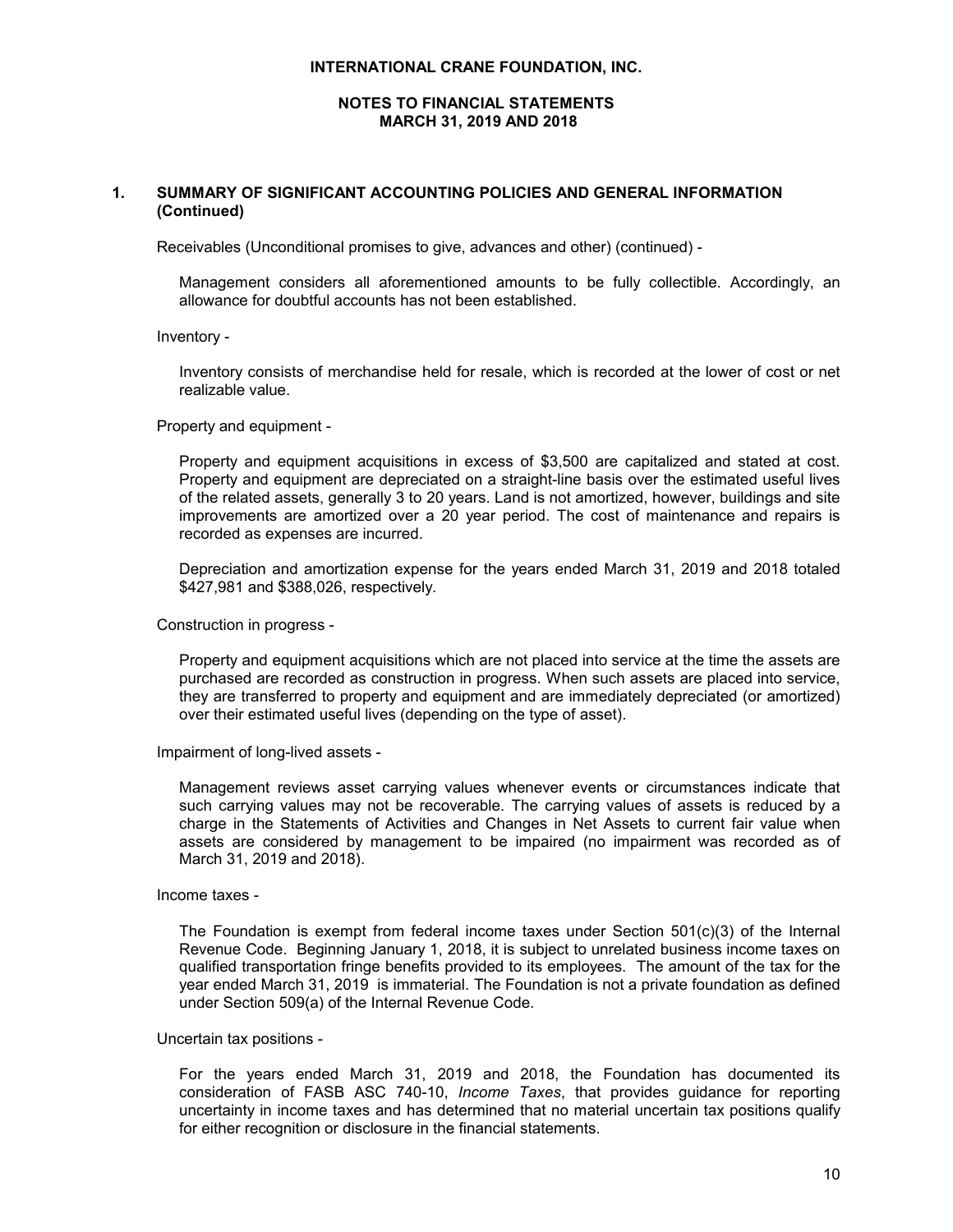**INTERNATIONAL CRANE FOUNDATION, INC.**

**NOTES TO FINANCIAL STATEMENTS**
**MARCH 31, 2019 AND 2018**

## 1. SUMMARY OF SIGNIFICANT ACCOUNTING POLICIES AND GENERAL INFORMATION (Continued)

Receivables (Unconditional promises to give, advances and other) (continued) -

Management considers all aforementioned amounts to be fully collectible. Accordingly, an allowance for doubtful accounts has not been established.

Inventory -

Inventory consists of merchandise held for resale, which is recorded at the lower of cost or net realizable value.

Property and equipment -

Property and equipment acquisitions in excess of $3,500 are capitalized and stated at cost. Property and equipment are depreciated on a straight-line basis over the estimated useful lives of the related assets, generally 3 to 20 years. Land is not amortized, however, buildings and site improvements are amortized over a 20 year period. The cost of maintenance and repairs is recorded as expenses are incurred.

Depreciation and amortization expense for the years ended March 31, 2019 and 2018 totaled $427,981 and $388,026, respectively.

Construction in progress -

Property and equipment acquisitions which are not placed into service at the time the assets are purchased are recorded as construction in progress. When such assets are placed into service, they are transferred to property and equipment and are immediately depreciated (or amortized) over their estimated useful lives (depending on the type of asset).

Impairment of long-lived assets -

Management reviews asset carrying values whenever events or circumstances indicate that such carrying values may not be recoverable. The carrying values of assets is reduced by a charge in the Statements of Activities and Changes in Net Assets to current fair value when assets are considered by management to be impaired (no impairment was recorded as of March 31, 2019 and 2018).

Income taxes -

The Foundation is exempt from federal income taxes under Section 501(c)(3) of the Internal Revenue Code. Beginning January 1, 2018, it is subject to unrelated business income taxes on qualified transportation fringe benefits provided to its employees. The amount of the tax for the year ended March 31, 2019 is immaterial. The Foundation is not a private foundation as defined under Section 509(a) of the Internal Revenue Code.

Uncertain tax positions -

For the years ended March 31, 2019 and 2018, the Foundation has documented its consideration of FASB ASC 740-10, *Income Taxes*, that provides guidance for reporting uncertainty in income taxes and has determined that no material uncertain tax positions qualify for either recognition or disclosure in the financial statements.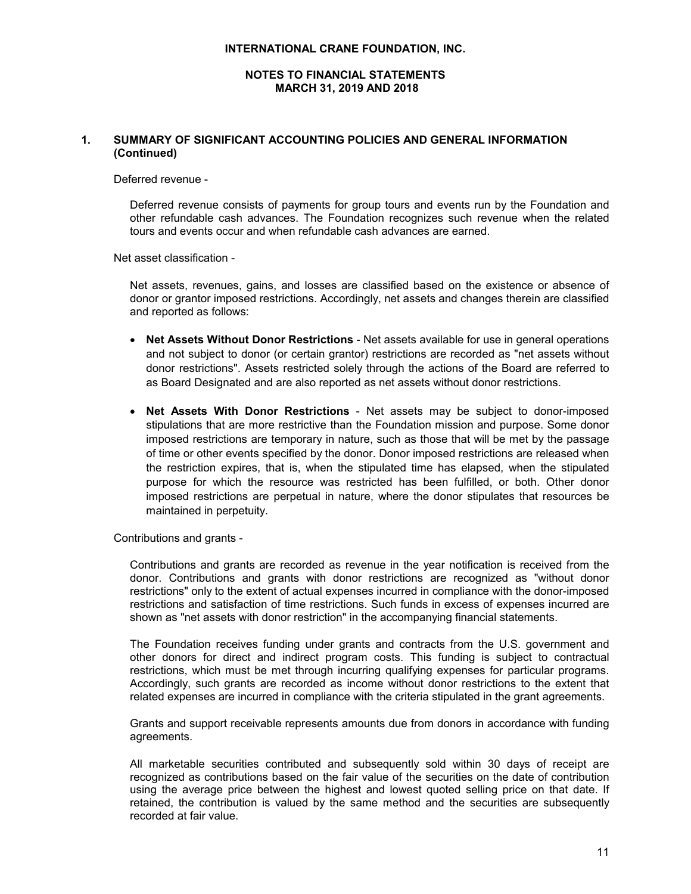## 1. SUMMARY OF SIGNIFICANT ACCOUNTING POLICIES AND GENERAL INFORMATION (Continued)

Deferred revenue -

Deferred revenue consists of payments for group tours and events run by the Foundation and other refundable cash advances. The Foundation recognizes such revenue when the related tours and events occur and when refundable cash advances are earned.

Net asset classification -

Net assets, revenues, gains, and losses are classified based on the existence or absence of donor or grantor imposed restrictions. Accordingly, net assets and changes therein are classified and reported as follows:

- **Net Assets Without Donor Restrictions** - Net assets available for use in general operations and not subject to donor (or certain grantor) restrictions are recorded as "net assets without donor restrictions". Assets restricted solely through the actions of the Board are referred to as Board Designated and are also reported as net assets without donor restrictions.

- **Net Assets With Donor Restrictions** - Net assets may be subject to donor-imposed stipulations that are more restrictive than the Foundation mission and purpose. Some donor imposed restrictions are temporary in nature, such as those that will be met by the passage of time or other events specified by the donor. Donor imposed restrictions are released when the restriction expires, that is, when the stipulated time has elapsed, when the stipulated purpose for which the resource was restricted has been fulfilled, or both. Other donor imposed restrictions are perpetual in nature, where the donor stipulates that resources be maintained in perpetuity.

Contributions and grants -

Contributions and grants are recorded as revenue in the year notification is received from the donor. Contributions and grants with donor restrictions are recognized as "without donor restrictions" only to the extent of actual expenses incurred in compliance with the donor-imposed restrictions and satisfaction of time restrictions. Such funds in excess of expenses incurred are shown as "net assets with donor restriction" in the accompanying financial statements.

The Foundation receives funding under grants and contracts from the U.S. government and other donors for direct and indirect program costs. This funding is subject to contractual restrictions, which must be met through incurring qualifying expenses for particular programs. Accordingly, such grants are recorded as income without donor restrictions to the extent that related expenses are incurred in compliance with the criteria stipulated in the grant agreements.

Grants and support receivable represents amounts due from donors in accordance with funding agreements.

All marketable securities contributed and subsequently sold within 30 days of receipt are recognized as contributions based on the fair value of the securities on the date of contribution using the average price between the highest and lowest quoted selling price on that date. If retained, the contribution is valued by the same method and the securities are subsequently recorded at fair value.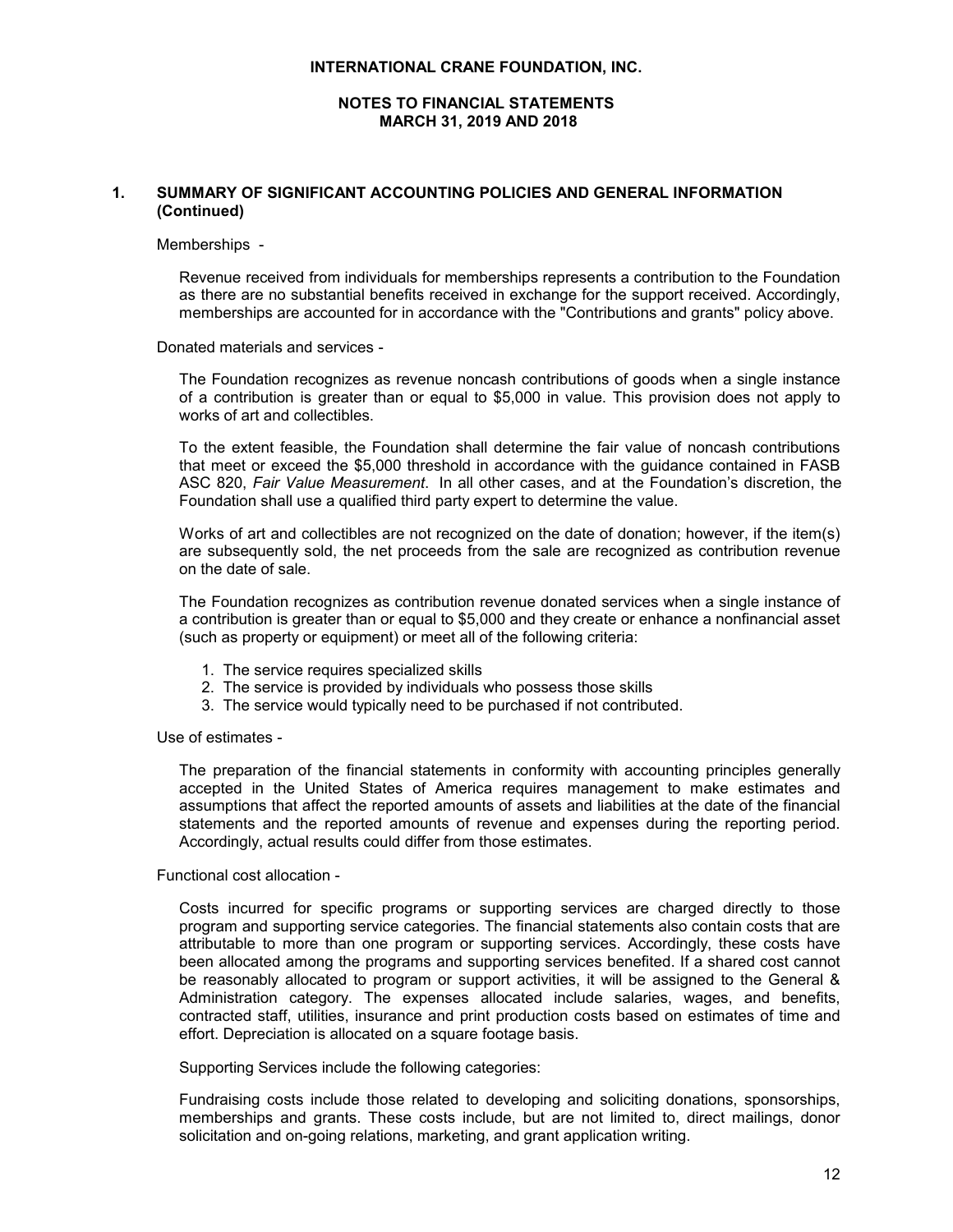## 1. SUMMARY OF SIGNIFICANT ACCOUNTING POLICIES AND GENERAL INFORMATION (Continued)

Memberships -

Revenue received from individuals for memberships represents a contribution to the Foundation as there are no substantial benefits received in exchange for the support received. Accordingly, memberships are accounted for in accordance with the "Contributions and grants" policy above.

Donated materials and services -

The Foundation recognizes as revenue noncash contributions of goods when a single instance of a contribution is greater than or equal to $5,000 in value. This provision does not apply to works of art and collectibles.

To the extent feasible, the Foundation shall determine the fair value of noncash contributions that meet or exceed the $5,000 threshold in accordance with the guidance contained in FASB ASC 820, *Fair Value Measurement*. In all other cases, and at the Foundation's discretion, the Foundation shall use a qualified third party expert to determine the value.

Works of art and collectibles are not recognized on the date of donation; however, if the item(s) are subsequently sold, the net proceeds from the sale are recognized as contribution revenue on the date of sale.

The Foundation recognizes as contribution revenue donated services when a single instance of a contribution is greater than or equal to $5,000 and they create or enhance a nonfinancial asset (such as property or equipment) or meet all of the following criteria:

1. The service requires specialized skills
2. The service is provided by individuals who possess those skills
3. The service would typically need to be purchased if not contributed.

Use of estimates -

The preparation of the financial statements in conformity with accounting principles generally accepted in the United States of America requires management to make estimates and assumptions that affect the reported amounts of assets and liabilities at the date of the financial statements and the reported amounts of revenue and expenses during the reporting period. Accordingly, actual results could differ from those estimates.

Functional cost allocation -

Costs incurred for specific programs or supporting services are charged directly to those program and supporting service categories. The financial statements also contain costs that are attributable to more than one program or supporting services. Accordingly, these costs have been allocated among the programs and supporting services benefited. If a shared cost cannot be reasonably allocated to program or support activities, it will be assigned to the General & Administration category. The expenses allocated include salaries, wages, and benefits, contracted staff, utilities, insurance and print production costs based on estimates of time and effort. Depreciation is allocated on a square footage basis.

Supporting Services include the following categories:

Fundraising costs include those related to developing and soliciting donations, sponsorships, memberships and grants. These costs include, but are not limited to, direct mailings, donor solicitation and on-going relations, marketing, and grant application writing.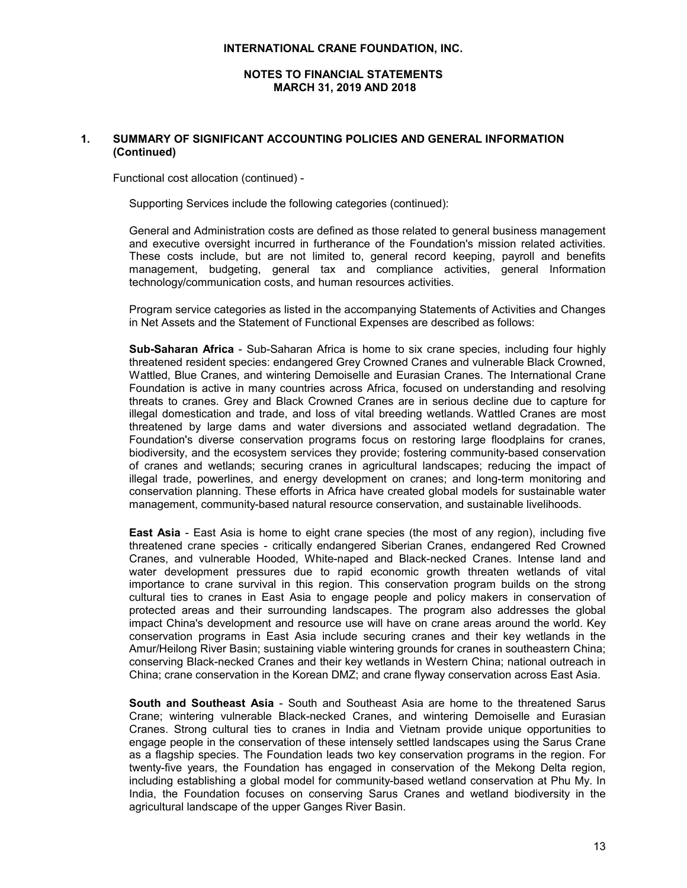## 1. SUMMARY OF SIGNIFICANT ACCOUNTING POLICIES AND GENERAL INFORMATION (Continued)

Functional cost allocation (continued) -

Supporting Services include the following categories (continued):

General and Administration costs are defined as those related to general business management and executive oversight incurred in furtherance of the Foundation's mission related activities. These costs include, but are not limited to, general record keeping, payroll and benefits management, budgeting, general tax and compliance activities, general Information technology/communication costs, and human resources activities.

Program service categories as listed in the accompanying Statements of Activities and Changes in Net Assets and the Statement of Functional Expenses are described as follows:

**Sub-Saharan Africa** - Sub-Saharan Africa is home to six crane species, including four highly threatened resident species: endangered Grey Crowned Cranes and vulnerable Black Crowned, Wattled, Blue Cranes, and wintering Demoiselle and Eurasian Cranes. The International Crane Foundation is active in many countries across Africa, focused on understanding and resolving threats to cranes. Grey and Black Crowned Cranes are in serious decline due to capture for illegal domestication and trade, and loss of vital breeding wetlands. Wattled Cranes are most threatened by large dams and water diversions and associated wetland degradation. The Foundation's diverse conservation programs focus on restoring large floodplains for cranes, biodiversity, and the ecosystem services they provide; fostering community-based conservation of cranes and wetlands; securing cranes in agricultural landscapes; reducing the impact of illegal trade, powerlines, and energy development on cranes; and long-term monitoring and conservation planning. These efforts in Africa have created global models for sustainable water management, community-based natural resource conservation, and sustainable livelihoods.

**East Asia** - East Asia is home to eight crane species (the most of any region), including five threatened crane species - critically endangered Siberian Cranes, endangered Red Crowned Cranes, and vulnerable Hooded, White-naped and Black-necked Cranes. Intense land and water development pressures due to rapid economic growth threaten wetlands of vital importance to crane survival in this region. This conservation program builds on the strong cultural ties to cranes in East Asia to engage people and policy makers in conservation of protected areas and their surrounding landscapes. The program also addresses the global impact China's development and resource use will have on crane areas around the world. Key conservation programs in East Asia include securing cranes and their key wetlands in the Amur/Heilong River Basin; sustaining viable wintering grounds for cranes in southeastern China; conserving Black-necked Cranes and their key wetlands in Western China; national outreach in China; crane conservation in the Korean DMZ; and crane flyway conservation across East Asia.

**South and Southeast Asia** - South and Southeast Asia are home to the threatened Sarus Crane; wintering vulnerable Black-necked Cranes, and wintering Demoiselle and Eurasian Cranes. Strong cultural ties to cranes in India and Vietnam provide unique opportunities to engage people in the conservation of these intensely settled landscapes using the Sarus Crane as a flagship species. The Foundation leads two key conservation programs in the region. For twenty-five years, the Foundation has engaged in conservation of the Mekong Delta region, including establishing a global model for community-based wetland conservation at Phu My. In India, the Foundation focuses on conserving Sarus Cranes and wetland biodiversity in the agricultural landscape of the upper Ganges River Basin.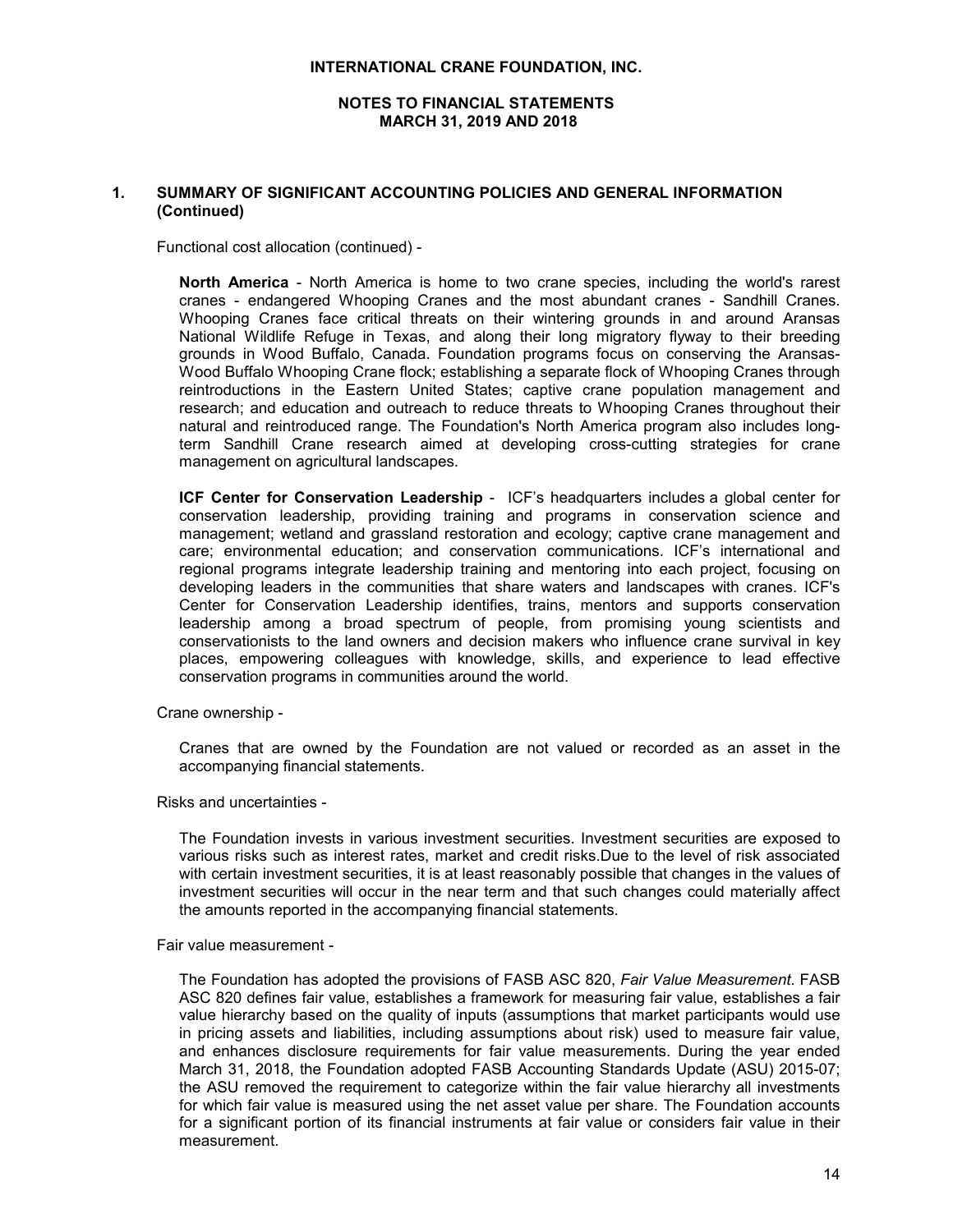## 1. SUMMARY OF SIGNIFICANT ACCOUNTING POLICIES AND GENERAL INFORMATION (Continued)

Functional cost allocation (continued) -

**North America** - North America is home to two crane species, including the world's rarest cranes - endangered Whooping Cranes and the most abundant cranes - Sandhill Cranes. Whooping Cranes face critical threats on their wintering grounds in and around Aransas National Wildlife Refuge in Texas, and along their long migratory flyway to their breeding grounds in Wood Buffalo, Canada. Foundation programs focus on conserving the Aransas-Wood Buffalo Whooping Crane flock; establishing a separate flock of Whooping Cranes through reintroductions in the Eastern United States; captive crane population management and research; and education and outreach to reduce threats to Whooping Cranes throughout their natural and reintroduced range. The Foundation's North America program also includes long-term Sandhill Crane research aimed at developing cross-cutting strategies for crane management on agricultural landscapes.

**ICF Center for Conservation Leadership** - ICF's headquarters includes a global center for conservation leadership, providing training and programs in conservation science and management; wetland and grassland restoration and ecology; captive crane management and care; environmental education; and conservation communications. ICF's international and regional programs integrate leadership training and mentoring into each project, focusing on developing leaders in the communities that share waters and landscapes with cranes. ICF's Center for Conservation Leadership identifies, trains, mentors and supports conservation leadership among a broad spectrum of people, from promising young scientists and conservationists to the land owners and decision makers who influence crane survival in key places, empowering colleagues with knowledge, skills, and experience to lead effective conservation programs in communities around the world.

Crane ownership -

Cranes that are owned by the Foundation are not valued or recorded as an asset in the accompanying financial statements.

Risks and uncertainties -

The Foundation invests in various investment securities. Investment securities are exposed to various risks such as interest rates, market and credit risks.Due to the level of risk associated with certain investment securities, it is at least reasonably possible that changes in the values of investment securities will occur in the near term and that such changes could materially affect the amounts reported in the accompanying financial statements.

Fair value measurement -

The Foundation has adopted the provisions of FASB ASC 820, *Fair Value Measurement*. FASB ASC 820 defines fair value, establishes a framework for measuring fair value, establishes a fair value hierarchy based on the quality of inputs (assumptions that market participants would use in pricing assets and liabilities, including assumptions about risk) used to measure fair value, and enhances disclosure requirements for fair value measurements. During the year ended March 31, 2018, the Foundation adopted FASB Accounting Standards Update (ASU) 2015-07; the ASU removed the requirement to categorize within the fair value hierarchy all investments for which fair value is measured using the net asset value per share. The Foundation accounts for a significant portion of its financial instruments at fair value or considers fair value in their measurement.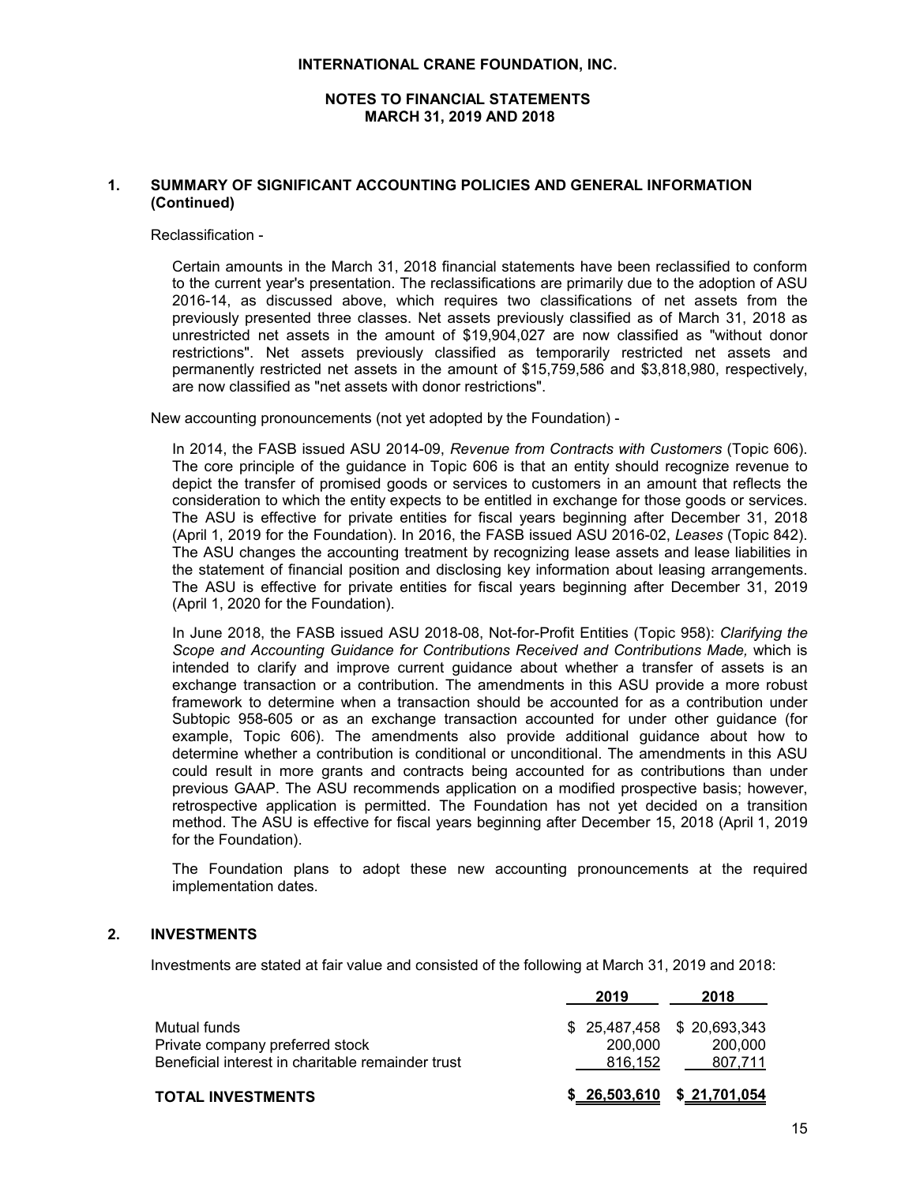**INTERNATIONAL CRANE FOUNDATION, INC.**

**NOTES TO FINANCIAL STATEMENTS**
**MARCH 31, 2019 AND 2018**

## 1. SUMMARY OF SIGNIFICANT ACCOUNTING POLICIES AND GENERAL INFORMATION (Continued)

Reclassification -

Certain amounts in the March 31, 2018 financial statements have been reclassified to conform to the current year's presentation. The reclassifications are primarily due to the adoption of ASU 2016-14, as discussed above, which requires two classifications of net assets from the previously presented three classes. Net assets previously classified as of March 31, 2018 as unrestricted net assets in the amount of $19,904,027 are now classified as "without donor restrictions". Net assets previously classified as temporarily restricted net assets and permanently restricted net assets in the amount of $15,759,586 and $3,818,980, respectively, are now classified as "net assets with donor restrictions".

New accounting pronouncements (not yet adopted by the Foundation) -

In 2014, the FASB issued ASU 2014-09, *Revenue from Contracts with Customers* (Topic 606). The core principle of the guidance in Topic 606 is that an entity should recognize revenue to depict the transfer of promised goods or services to customers in an amount that reflects the consideration to which the entity expects to be entitled in exchange for those goods or services. The ASU is effective for private entities for fiscal years beginning after December 31, 2018 (April 1, 2019 for the Foundation). In 2016, the FASB issued ASU 2016-02, *Leases* (Topic 842). The ASU changes the accounting treatment by recognizing lease assets and lease liabilities in the statement of financial position and disclosing key information about leasing arrangements. The ASU is effective for private entities for fiscal years beginning after December 31, 2019 (April 1, 2020 for the Foundation).

In June 2018, the FASB issued ASU 2018-08, Not-for-Profit Entities (Topic 958): *Clarifying the Scope and Accounting Guidance for Contributions Received and Contributions Made,* which is intended to clarify and improve current guidance about whether a transfer of assets is an exchange transaction or a contribution. The amendments in this ASU provide a more robust framework to determine when a transaction should be accounted for as a contribution under Subtopic 958-605 or as an exchange transaction accounted for under other guidance (for example, Topic 606). The amendments also provide additional guidance about how to determine whether a contribution is conditional or unconditional. The amendments in this ASU could result in more grants and contracts being accounted for as contributions than under previous GAAP. The ASU recommends application on a modified prospective basis; however, retrospective application is permitted. The Foundation has not yet decided on a transition method. The ASU is effective for fiscal years beginning after December 15, 2018 (April 1, 2019 for the Foundation).

The Foundation plans to adopt these new accounting pronouncements at the required implementation dates.

## 2. INVESTMENTS

Investments are stated at fair value and consisted of the following at March 31, 2019 and 2018:

| | 2019 | 2018 |
|---|---|---|
| Mutual funds | $ 25,487,458 | $ 20,693,343 |
| Private company preferred stock | 200,000 | 200,000 |
| Beneficial interest in charitable remainder trust | 816,152 | 807,711 |
| **TOTAL INVESTMENTS** | **$ 26,503,610** | **$ 21,701,054** |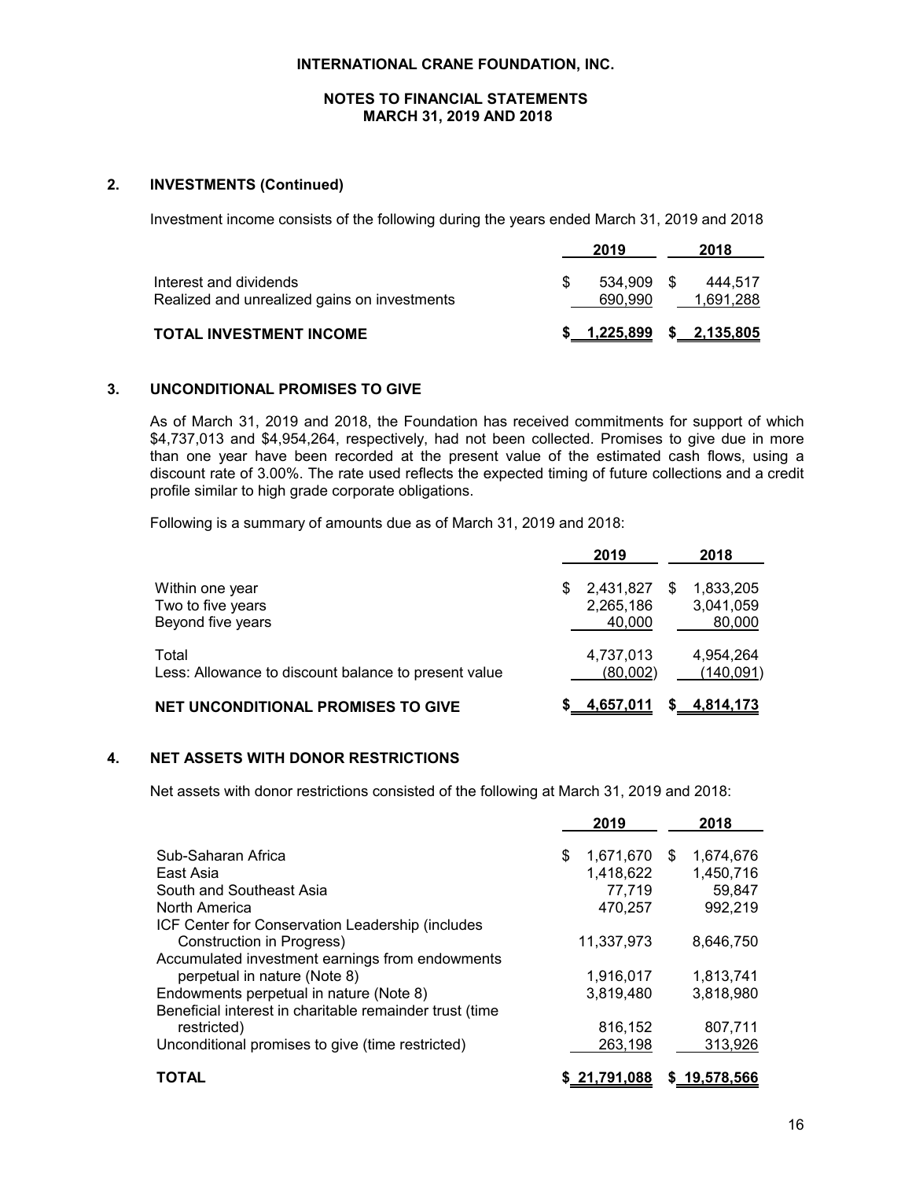**INTERNATIONAL CRANE FOUNDATION, INC.**

**NOTES TO FINANCIAL STATEMENTS**
**MARCH 31, 2019 AND 2018**

## 2. INVESTMENTS (Continued)

Investment income consists of the following during the years ended March 31, 2019 and 2018

| | 2019 | 2018 |
|---|---|---|
| Interest and dividends | $ 534,909 | $ 444,517 |
| Realized and unrealized gains on investments | 690,990 | 1,691,288 |
| **TOTAL INVESTMENT INCOME** | **$ 1,225,899** | **$ 2,135,805** |

## 3. UNCONDITIONAL PROMISES TO GIVE

As of March 31, 2019 and 2018, the Foundation has received commitments for support of which $4,737,013 and $4,954,264, respectively, had not been collected. Promises to give due in more than one year have been recorded at the present value of the estimated cash flows, using a discount rate of 3.00%. The rate used reflects the expected timing of future collections and a credit profile similar to high grade corporate obligations.

Following is a summary of amounts due as of March 31, 2019 and 2018:

| | 2019 | 2018 |
|---|---|---|
| Within one year | $ 2,431,827 | $ 1,833,205 |
| Two to five years | 2,265,186 | 3,041,059 |
| Beyond five years | 40,000 | 80,000 |
| Total | 4,737,013 | 4,954,264 |
| Less: Allowance to discount balance to present value | (80,002) | (140,091) |
| **NET UNCONDITIONAL PROMISES TO GIVE** | **$ 4,657,011** | **$ 4,814,173** |

## 4. NET ASSETS WITH DONOR RESTRICTIONS

Net assets with donor restrictions consisted of the following at March 31, 2019 and 2018:

| | 2019 | 2018 |
|---|---|---|
| Sub-Saharan Africa | $ 1,671,670 | $ 1,674,676 |
| East Asia | 1,418,622 | 1,450,716 |
| South and Southeast Asia | 77,719 | 59,847 |
| North America | 470,257 | 992,219 |
| ICF Center for Conservation Leadership (includes Construction in Progress) | 11,337,973 | 8,646,750 |
| Accumulated investment earnings from endowments perpetual in nature (Note 8) | 1,916,017 | 1,813,741 |
| Endowments perpetual in nature (Note 8) | 3,819,480 | 3,818,980 |
| Beneficial interest in charitable remainder trust (time restricted) | 816,152 | 807,711 |
| Unconditional promises to give (time restricted) | 263,198 | 313,926 |
| **TOTAL** | **$ 21,791,088** | **$ 19,578,566** |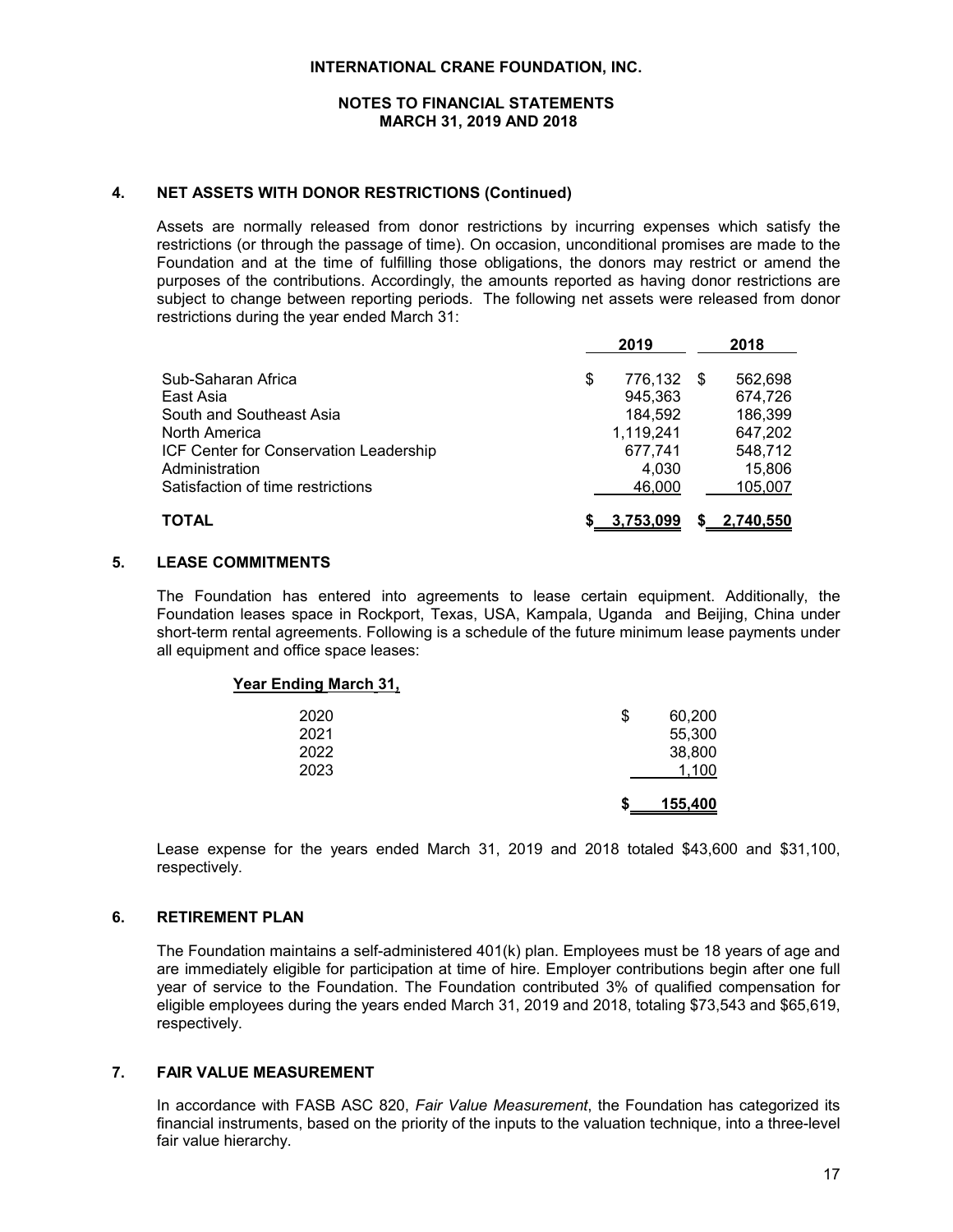### 4. NET ASSETS WITH DONOR RESTRICTIONS (Continued)

Assets are normally released from donor restrictions by incurring expenses which satisfy the restrictions (or through the passage of time). On occasion, unconditional promises are made to the Foundation and at the time of fulfilling those obligations, the donors may restrict or amend the purposes of the contributions. Accordingly, the amounts reported as having donor restrictions are subject to change between reporting periods. The following net assets were released from donor restrictions during the year ended March 31:

| | 2019 | 2018 |
|---|---|---|
| Sub-Saharan Africa | $ 776,132 | $ 562,698 |
| East Asia | 945,363 | 674,726 |
| South and Southeast Asia | 184,592 | 186,399 |
| North America | 1,119,241 | 647,202 |
| ICF Center for Conservation Leadership | 677,741 | 548,712 |
| Administration | 4,030 | 15,806 |
| Satisfaction of time restrictions | 46,000 | 105,007 |
| **TOTAL** | $ 3,753,099 | $ 2,740,550 |

### 5. LEASE COMMITMENTS

The Foundation has entered into agreements to lease certain equipment. Additionally, the Foundation leases space in Rockport, Texas, USA, Kampala, Uganda and Beijing, China under short-term rental agreements. Following is a schedule of the future minimum lease payments under all equipment and office space leases:

| Year Ending March 31, | |
|---|---|
| 2020 | $ 60,200 |
| 2021 | 55,300 |
| 2022 | 38,800 |
| 2023 | 1,100 |
| | $ 155,400 |

Lease expense for the years ended March 31, 2019 and 2018 totaled $43,600 and $31,100, respectively.

### 6. RETIREMENT PLAN

The Foundation maintains a self-administered 401(k) plan. Employees must be 18 years of age and are immediately eligible for participation at time of hire. Employer contributions begin after one full year of service to the Foundation. The Foundation contributed 3% of qualified compensation for eligible employees during the years ended March 31, 2019 and 2018, totaling $73,543 and $65,619, respectively.

### 7. FAIR VALUE MEASUREMENT

In accordance with FASB ASC 820, *Fair Value Measurement*, the Foundation has categorized its financial instruments, based on the priority of the inputs to the valuation technique, into a three-level fair value hierarchy.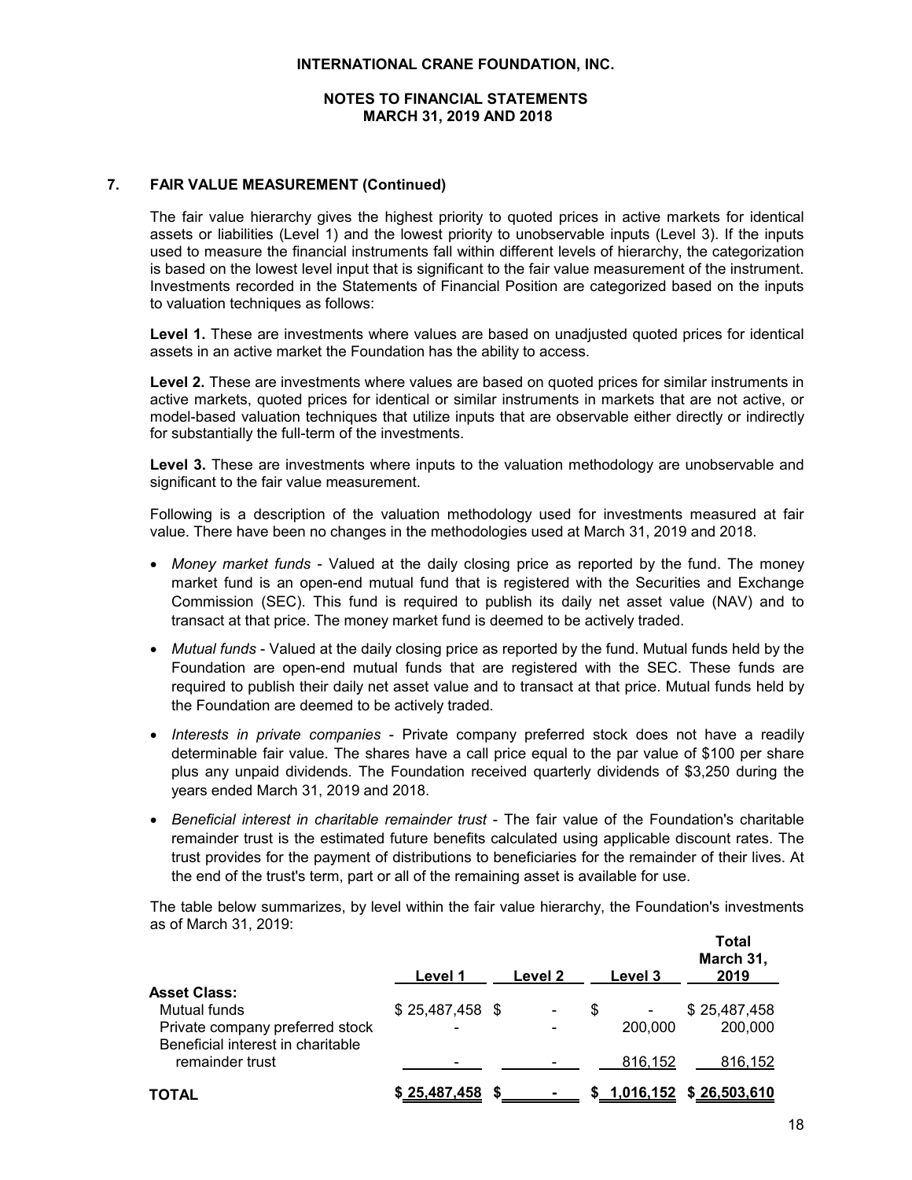## 7. FAIR VALUE MEASUREMENT (Continued)

The fair value hierarchy gives the highest priority to quoted prices in active markets for identical assets or liabilities (Level 1) and the lowest priority to unobservable inputs (Level 3). If the inputs used to measure the financial instruments fall within different levels of hierarchy, the categorization is based on the lowest level input that is significant to the fair value measurement of the instrument. Investments recorded in the Statements of Financial Position are categorized based on the inputs to valuation techniques as follows:

**Level 1.** These are investments where values are based on unadjusted quoted prices for identical assets in an active market the Foundation has the ability to access.

**Level 2.** These are investments where values are based on quoted prices for similar instruments in active markets, quoted prices for identical or similar instruments in markets that are not active, or model-based valuation techniques that utilize inputs that are observable either directly or indirectly for substantially the full-term of the investments.

**Level 3.** These are investments where inputs to the valuation methodology are unobservable and significant to the fair value measurement.

Following is a description of the valuation methodology used for investments measured at fair value. There have been no changes in the methodologies used at March 31, 2019 and 2018.

- *Money market funds* - Valued at the daily closing price as reported by the fund. The money market fund is an open-end mutual fund that is registered with the Securities and Exchange Commission (SEC). This fund is required to publish its daily net asset value (NAV) and to transact at that price. The money market fund is deemed to be actively traded.
- *Mutual funds* - Valued at the daily closing price as reported by the fund. Mutual funds held by the Foundation are open-end mutual funds that are registered with the SEC. These funds are required to publish their daily net asset value and to transact at that price. Mutual funds held by the Foundation are deemed to be actively traded.
- *Interests in private companies* - Private company preferred stock does not have a readily determinable fair value. The shares have a call price equal to the par value of $100 per share plus any unpaid dividends. The Foundation received quarterly dividends of $3,250 during the years ended March 31, 2019 and 2018.
- *Beneficial interest in charitable remainder trust* - The fair value of the Foundation's charitable remainder trust is the estimated future benefits calculated using applicable discount rates. The trust provides for the payment of distributions to beneficiaries for the remainder of their lives. At the end of the trust's term, part or all of the remaining asset is available for use.

The table below summarizes, by level within the fair value hierarchy, the Foundation's investments as of March 31, 2019:

| | Level 1 | Level 2 | Level 3 | Total March 31, 2019 |
|---|---|---|---|---|
| **Asset Class:** | | | | |
| Mutual funds | $ 25,487,458 | $ - | $ - | $ 25,487,458 |
| Private company preferred stock | - | - | 200,000 | 200,000 |
| Beneficial interest in charitable remainder trust | - | - | 816,152 | 816,152 |
| **TOTAL** | $ 25,487,458 | $ - | $ 1,016,152 | $ 26,503,610 |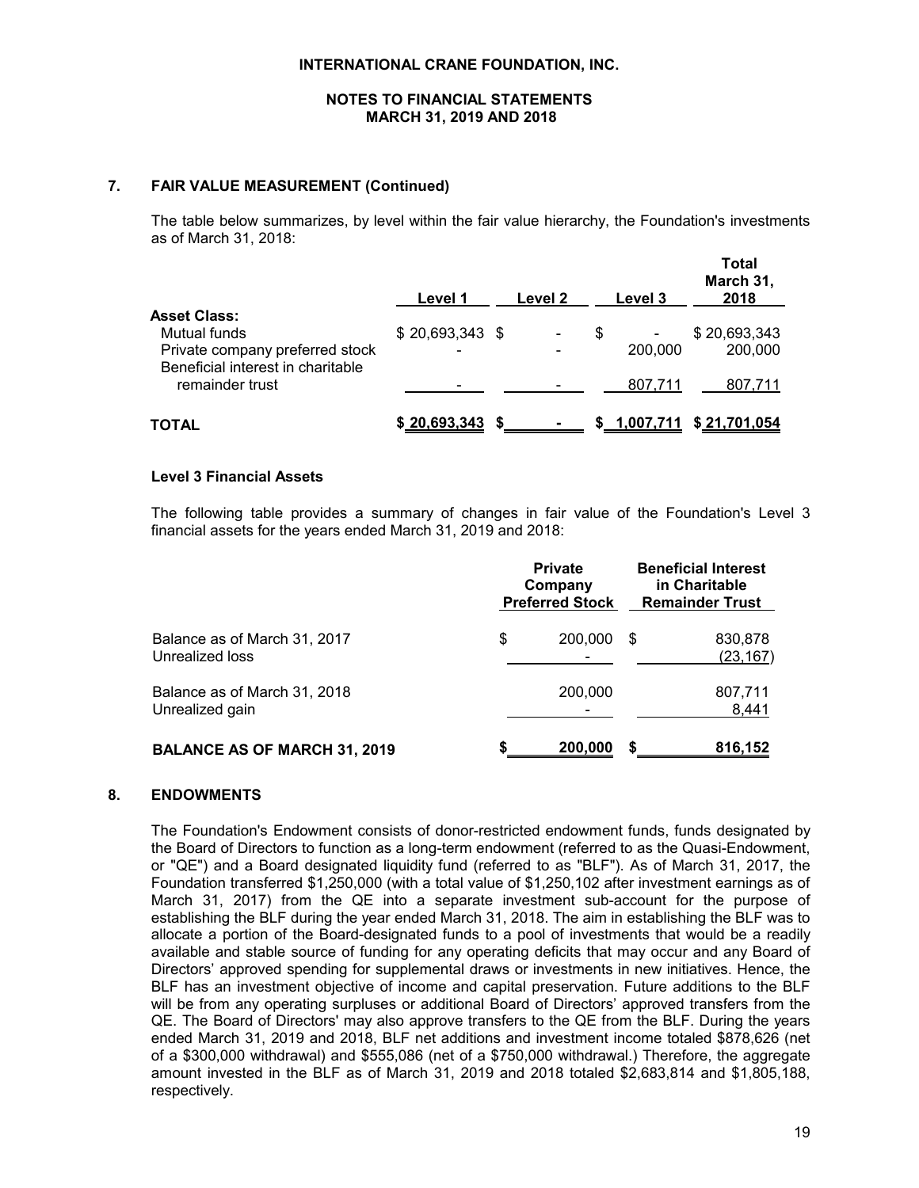## 7. FAIR VALUE MEASUREMENT (Continued)

The table below summarizes, by level within the fair value hierarchy, the Foundation's investments as of March 31, 2018:

| | Level 1 | Level 2 | Level 3 | Total March 31, 2018 |
|---|---|---|---|---|
| **Asset Class:** | | | | |
| Mutual funds | $ 20,693,343 | $ - | $ - | $ 20,693,343 |
| Private company preferred stock | - | - | 200,000 | 200,000 |
| Beneficial interest in charitable remainder trust | - | - | 807,711 | 807,711 |
| **TOTAL** | **$ 20,693,343** | **$ -** | **$ 1,007,711** | **$ 21,701,054** |

### Level 3 Financial Assets

The following table provides a summary of changes in fair value of the Foundation's Level 3 financial assets for the years ended March 31, 2019 and 2018:

| | Private Company Preferred Stock | Beneficial Interest in Charitable Remainder Trust |
|---|---|---|
| Balance as of March 31, 2017 | $ 200,000 | $ 830,878 |
| Unrealized loss | - | (23,167) |
| Balance as of March 31, 2018 | 200,000 | 807,711 |
| Unrealized gain | - | 8,441 |
| **BALANCE AS OF MARCH 31, 2019** | **$ 200,000** | **$ 816,152** |

## 8. ENDOWMENTS

The Foundation's Endowment consists of donor-restricted endowment funds, funds designated by the Board of Directors to function as a long-term endowment (referred to as the Quasi-Endowment, or "QE") and a Board designated liquidity fund (referred to as "BLF"). As of March 31, 2017, the Foundation transferred $1,250,000 (with a total value of $1,250,102 after investment earnings as of March 31, 2017) from the QE into a separate investment sub-account for the purpose of establishing the BLF during the year ended March 31, 2018. The aim in establishing the BLF was to allocate a portion of the Board-designated funds to a pool of investments that would be a readily available and stable source of funding for any operating deficits that may occur and any Board of Directors' approved spending for supplemental draws or investments in new initiatives. Hence, the BLF has an investment objective of income and capital preservation. Future additions to the BLF will be from any operating surpluses or additional Board of Directors' approved transfers from the QE. The Board of Directors' may also approve transfers to the QE from the BLF. During the years ended March 31, 2019 and 2018, BLF net additions and investment income totaled $878,626 (net of a $300,000 withdrawal) and $555,086 (net of a $750,000 withdrawal.) Therefore, the aggregate amount invested in the BLF as of March 31, 2019 and 2018 totaled $2,683,814 and $1,805,188, respectively.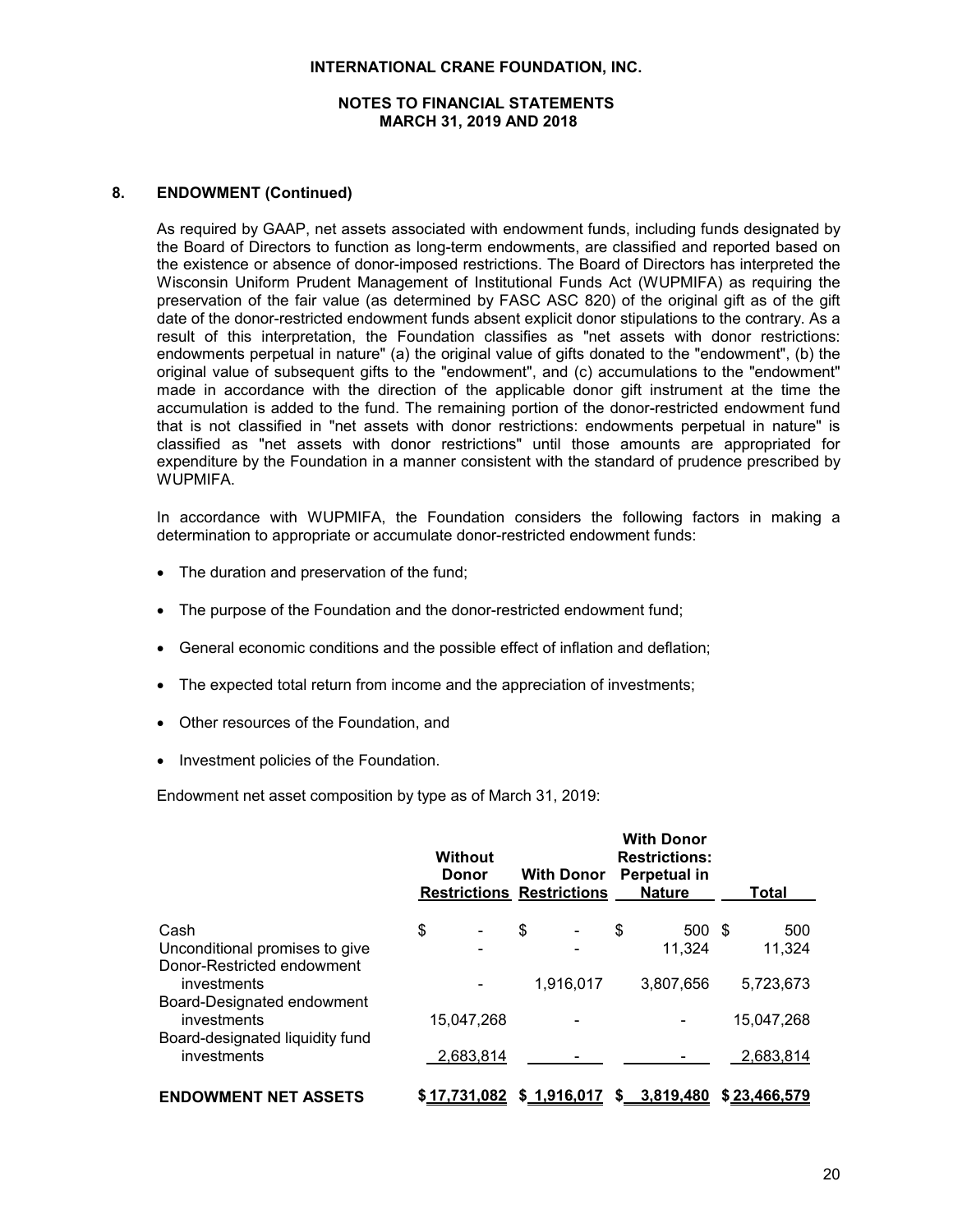## 8. ENDOWMENT (Continued)

As required by GAAP, net assets associated with endowment funds, including funds designated by the Board of Directors to function as long-term endowments, are classified and reported based on the existence or absence of donor-imposed restrictions. The Board of Directors has interpreted the Wisconsin Uniform Prudent Management of Institutional Funds Act (WUPMIFA) as requiring the preservation of the fair value (as determined by FASC ASC 820) of the original gift as of the gift date of the donor-restricted endowment funds absent explicit donor stipulations to the contrary. As a result of this interpretation, the Foundation classifies as "net assets with donor restrictions: endowments perpetual in nature" (a) the original value of gifts donated to the "endowment", (b) the original value of subsequent gifts to the "endowment", and (c) accumulations to the "endowment" made in accordance with the direction of the applicable donor gift instrument at the time the accumulation is added to the fund. The remaining portion of the donor-restricted endowment fund that is not classified in "net assets with donor restrictions: endowments perpetual in nature" is classified as "net assets with donor restrictions" until those amounts are appropriated for expenditure by the Foundation in a manner consistent with the standard of prudence prescribed by WUPMIFA.

In accordance with WUPMIFA, the Foundation considers the following factors in making a determination to appropriate or accumulate donor-restricted endowment funds:

- The duration and preservation of the fund;
- The purpose of the Foundation and the donor-restricted endowment fund;
- General economic conditions and the possible effect of inflation and deflation;
- The expected total return from income and the appreciation of investments;
- Other resources of the Foundation, and
- Investment policies of the Foundation.

Endowment net asset composition by type as of March 31, 2019:

| | Without Donor Restrictions | With Donor Restrictions | With Donor Restrictions: Perpetual in Nature | Total |
|---|---|---|---|---|
| Cash | $ - | $ - | $ 500 | $ 500 |
| Unconditional promises to give | - | - | 11,324 | 11,324 |
| Donor-Restricted endowment investments | - | 1,916,017 | 3,807,656 | 5,723,673 |
| Board-Designated endowment investments | 15,047,268 | - | - | 15,047,268 |
| Board-designated liquidity fund investments | 2,683,814 | - | - | 2,683,814 |
| **ENDOWMENT NET ASSETS** | **$ 17,731,082** | **$ 1,916,017** | **$ 3,819,480** | **$ 23,466,579** |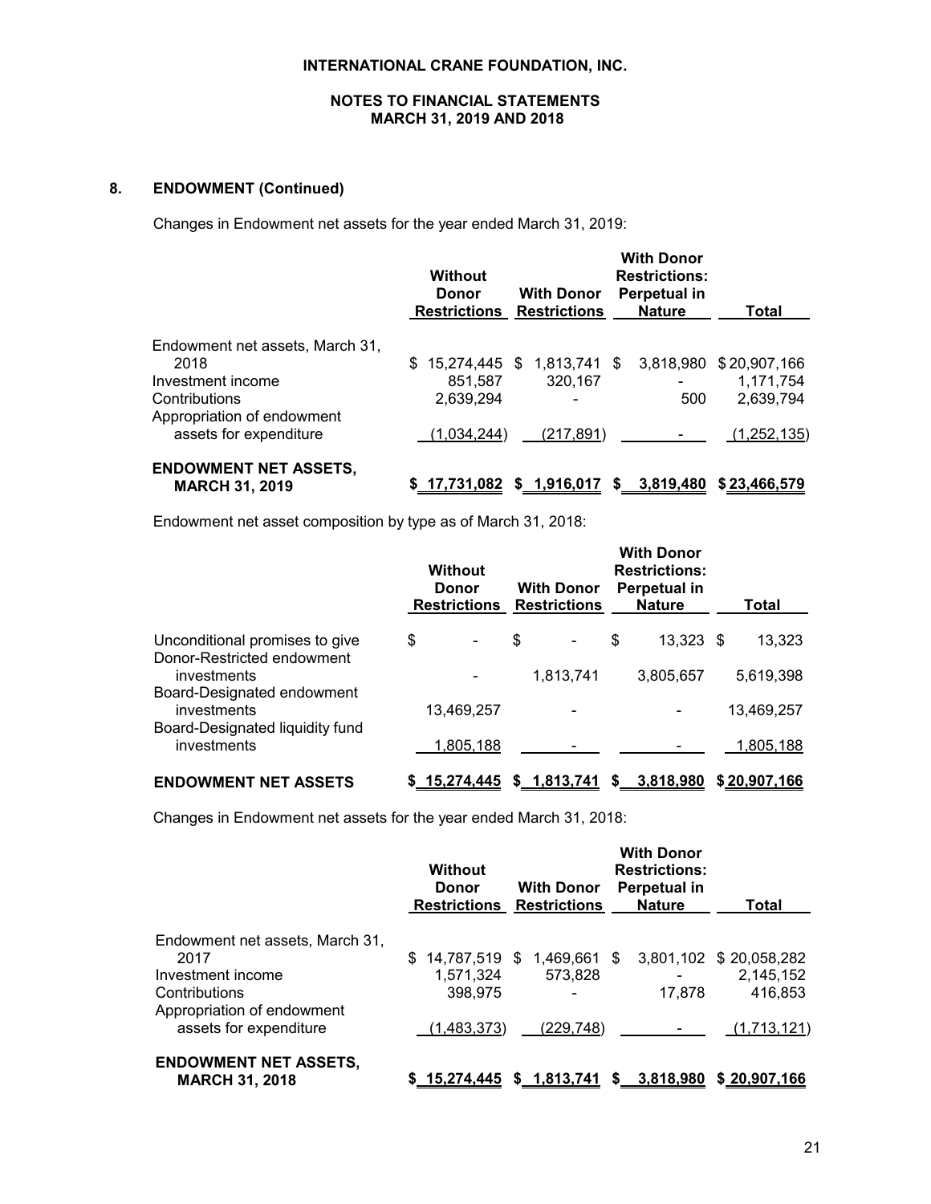**INTERNATIONAL CRANE FOUNDATION, INC.**

**NOTES TO FINANCIAL STATEMENTS**
**MARCH 31, 2019 AND 2018**

## 8. ENDOWMENT (Continued)

Changes in Endowment net assets for the year ended March 31, 2019:

| | Without Donor Restrictions | With Donor Restrictions | With Donor Restrictions: Perpetual in Nature | Total |
|---|---|---|---|---|
| Endowment net assets, March 31, 2018 | $ 15,274,445 | $ 1,813,741 | $ 3,818,980 | $ 20,907,166 |
| Investment income | 851,587 | 320,167 | - | 1,171,754 |
| Contributions | 2,639,294 | - | 500 | 2,639,794 |
| Appropriation of endowment assets for expenditure | (1,034,244) | (217,891) | - | (1,252,135) |
| **ENDOWMENT NET ASSETS, MARCH 31, 2019** | **$ 17,731,082** | **$ 1,916,017** | **$ 3,819,480** | **$ 23,466,579** |

Endowment net asset composition by type as of March 31, 2018:

| | Without Donor Restrictions | With Donor Restrictions | With Donor Restrictions: Perpetual in Nature | Total |
|---|---|---|---|---|
| Unconditional promises to give | $ - | $ - | $ 13,323 | $ 13,323 |
| Donor-Restricted endowment investments | - | 1,813,741 | 3,805,657 | 5,619,398 |
| Board-Designated endowment investments | 13,469,257 | - | - | 13,469,257 |
| Board-Designated liquidity fund investments | 1,805,188 | - | - | 1,805,188 |
| **ENDOWMENT NET ASSETS** | **$ 15,274,445** | **$ 1,813,741** | **$ 3,818,980** | **$ 20,907,166** |

Changes in Endowment net assets for the year ended March 31, 2018:

| | Without Donor Restrictions | With Donor Restrictions | With Donor Restrictions: Perpetual in Nature | Total |
|---|---|---|---|---|
| Endowment net assets, March 31, 2017 | $ 14,787,519 | $ 1,469,661 | $ 3,801,102 | $ 20,058,282 |
| Investment income | 1,571,324 | 573,828 | - | 2,145,152 |
| Contributions | 398,975 | - | 17,878 | 416,853 |
| Appropriation of endowment assets for expenditure | (1,483,373) | (229,748) | - | (1,713,121) |
| **ENDOWMENT NET ASSETS, MARCH 31, 2018** | **$ 15,274,445** | **$ 1,813,741** | **$ 3,818,980** | **$ 20,907,166** |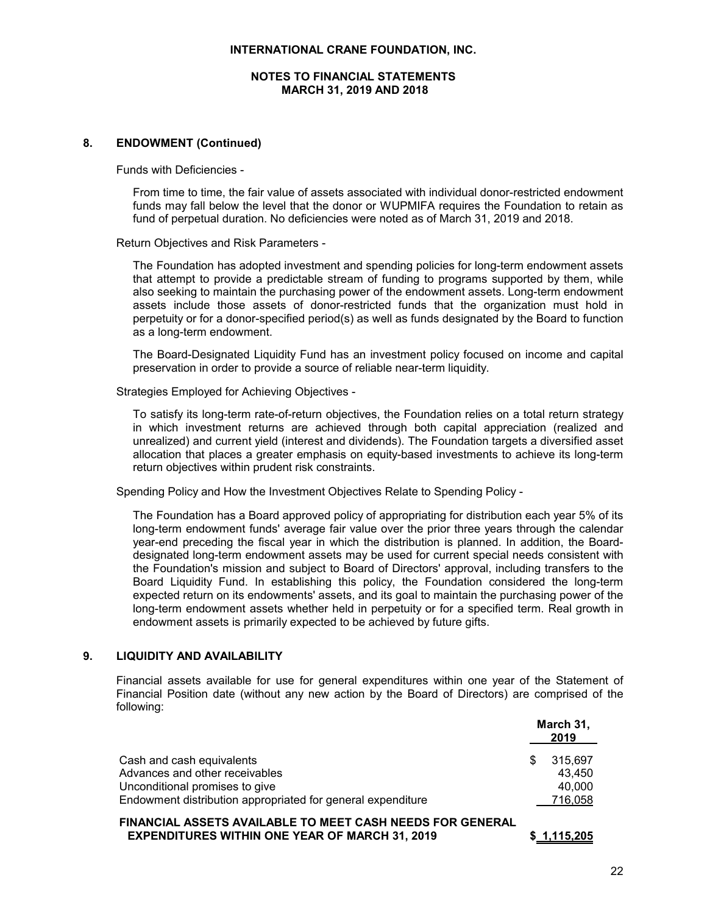**INTERNATIONAL CRANE FOUNDATION, INC.**

**NOTES TO FINANCIAL STATEMENTS**
**MARCH 31, 2019 AND 2018**

## 8. ENDOWMENT (Continued)

Funds with Deficiencies -

From time to time, the fair value of assets associated with individual donor-restricted endowment funds may fall below the level that the donor or WUPMIFA requires the Foundation to retain as fund of perpetual duration. No deficiencies were noted as of March 31, 2019 and 2018.

Return Objectives and Risk Parameters -

The Foundation has adopted investment and spending policies for long-term endowment assets that attempt to provide a predictable stream of funding to programs supported by them, while also seeking to maintain the purchasing power of the endowment assets. Long-term endowment assets include those assets of donor-restricted funds that the organization must hold in perpetuity or for a donor-specified period(s) as well as funds designated by the Board to function as a long-term endowment.

The Board-Designated Liquidity Fund has an investment policy focused on income and capital preservation in order to provide a source of reliable near-term liquidity.

Strategies Employed for Achieving Objectives -

To satisfy its long-term rate-of-return objectives, the Foundation relies on a total return strategy in which investment returns are achieved through both capital appreciation (realized and unrealized) and current yield (interest and dividends). The Foundation targets a diversified asset allocation that places a greater emphasis on equity-based investments to achieve its long-term return objectives within prudent risk constraints.

Spending Policy and How the Investment Objectives Relate to Spending Policy -

The Foundation has a Board approved policy of appropriating for distribution each year 5% of its long-term endowment funds' average fair value over the prior three years through the calendar year-end preceding the fiscal year in which the distribution is planned. In addition, the Board-designated long-term endowment assets may be used for current special needs consistent with the Foundation's mission and subject to Board of Directors' approval, including transfers to the Board Liquidity Fund. In establishing this policy, the Foundation considered the long-term expected return on its endowments' assets, and its goal to maintain the purchasing power of the long-term endowment assets whether held in perpetuity or for a specified term. Real growth in endowment assets is primarily expected to be achieved by future gifts.

## 9. LIQUIDITY AND AVAILABILITY

Financial assets available for use for general expenditures within one year of the Statement of Financial Position date (without any new action by the Board of Directors) are comprised of the following:

| | March 31, 2019 |
|---|---|
| Cash and cash equivalents | $ 315,697 |
| Advances and other receivables | 43,450 |
| Unconditional promises to give | 40,000 |
| Endowment distribution appropriated for general expenditure | 716,058 |
| **FINANCIAL ASSETS AVAILABLE TO MEET CASH NEEDS FOR GENERAL EXPENDITURES WITHIN ONE YEAR OF MARCH 31, 2019** | **$ 1,115,205** |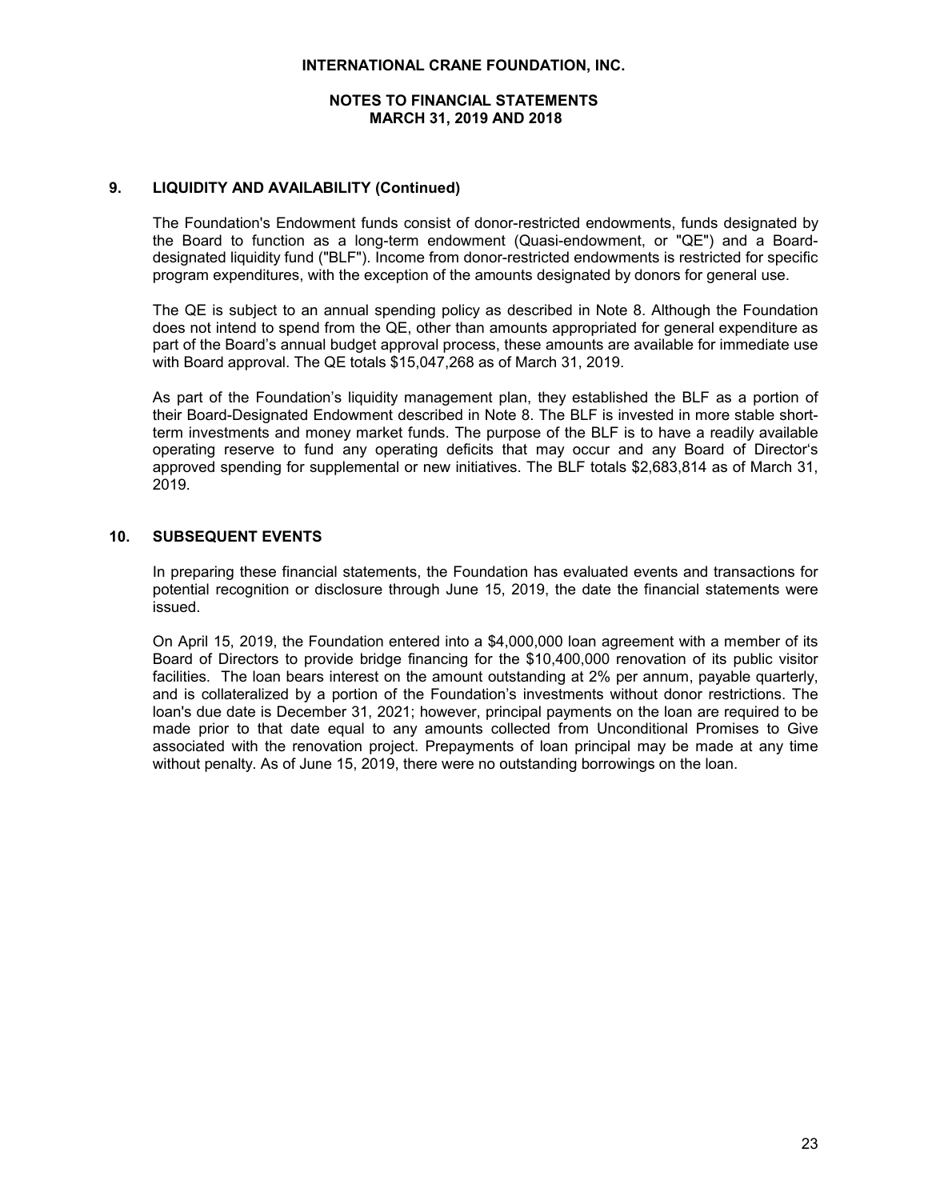## 9. LIQUIDITY AND AVAILABILITY (Continued)

The Foundation's Endowment funds consist of donor-restricted endowments, funds designated by the Board to function as a long-term endowment (Quasi-endowment, or "QE") and a Board-designated liquidity fund ("BLF"). Income from donor-restricted endowments is restricted for specific program expenditures, with the exception of the amounts designated by donors for general use.

The QE is subject to an annual spending policy as described in Note 8. Although the Foundation does not intend to spend from the QE, other than amounts appropriated for general expenditure as part of the Board's annual budget approval process, these amounts are available for immediate use with Board approval. The QE totals $15,047,268 as of March 31, 2019.

As part of the Foundation's liquidity management plan, they established the BLF as a portion of their Board-Designated Endowment described in Note 8. The BLF is invested in more stable short-term investments and money market funds. The purpose of the BLF is to have a readily available operating reserve to fund any operating deficits that may occur and any Board of Director's approved spending for supplemental or new initiatives. The BLF totals $2,683,814 as of March 31, 2019.

## 10. SUBSEQUENT EVENTS

In preparing these financial statements, the Foundation has evaluated events and transactions for potential recognition or disclosure through June 15, 2019, the date the financial statements were issued.

On April 15, 2019, the Foundation entered into a $4,000,000 loan agreement with a member of its Board of Directors to provide bridge financing for the $10,400,000 renovation of its public visitor facilities. The loan bears interest on the amount outstanding at 2% per annum, payable quarterly, and is collateralized by a portion of the Foundation's investments without donor restrictions. The loan's due date is December 31, 2021; however, principal payments on the loan are required to be made prior to that date equal to any amounts collected from Unconditional Promises to Give associated with the renovation project. Prepayments of loan principal may be made at any time without penalty. As of June 15, 2019, there were no outstanding borrowings on the loan.